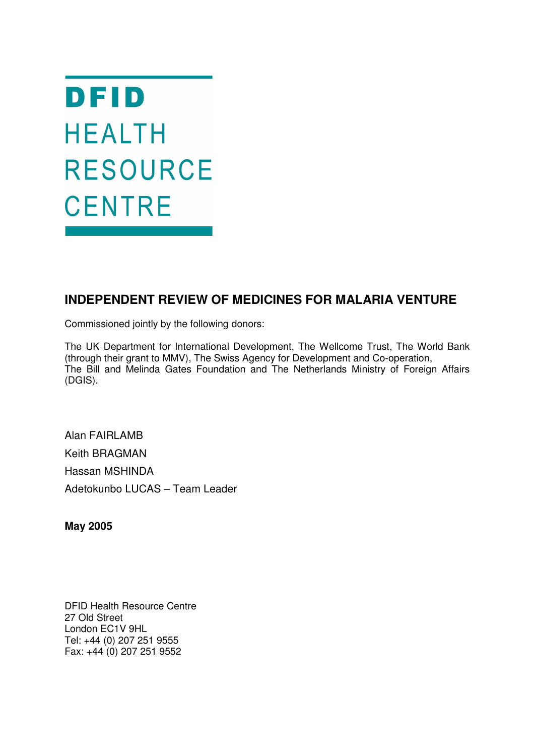**DFID**
HEALTH
RESOURCE
CENTRE

# INDEPENDENT REVIEW OF MEDICINES FOR MALARIA VENTURE

Commissioned jointly by the following donors:

The UK Department for International Development, The Wellcome Trust, The World Bank (through their grant to MMV), The Swiss Agency for Development and Co-operation, The Bill and Melinda Gates Foundation and The Netherlands Ministry of Foreign Affairs (DGIS).

Alan FAIRLAMB

Keith BRAGMAN

Hassan MSHINDA

Adetokunbo LUCAS – Team Leader

**May 2005**

DFID Health Resource Centre
27 Old Street
London EC1V 9HL
Tel: +44 (0) 207 251 9555
Fax: +44 (0) 207 251 9552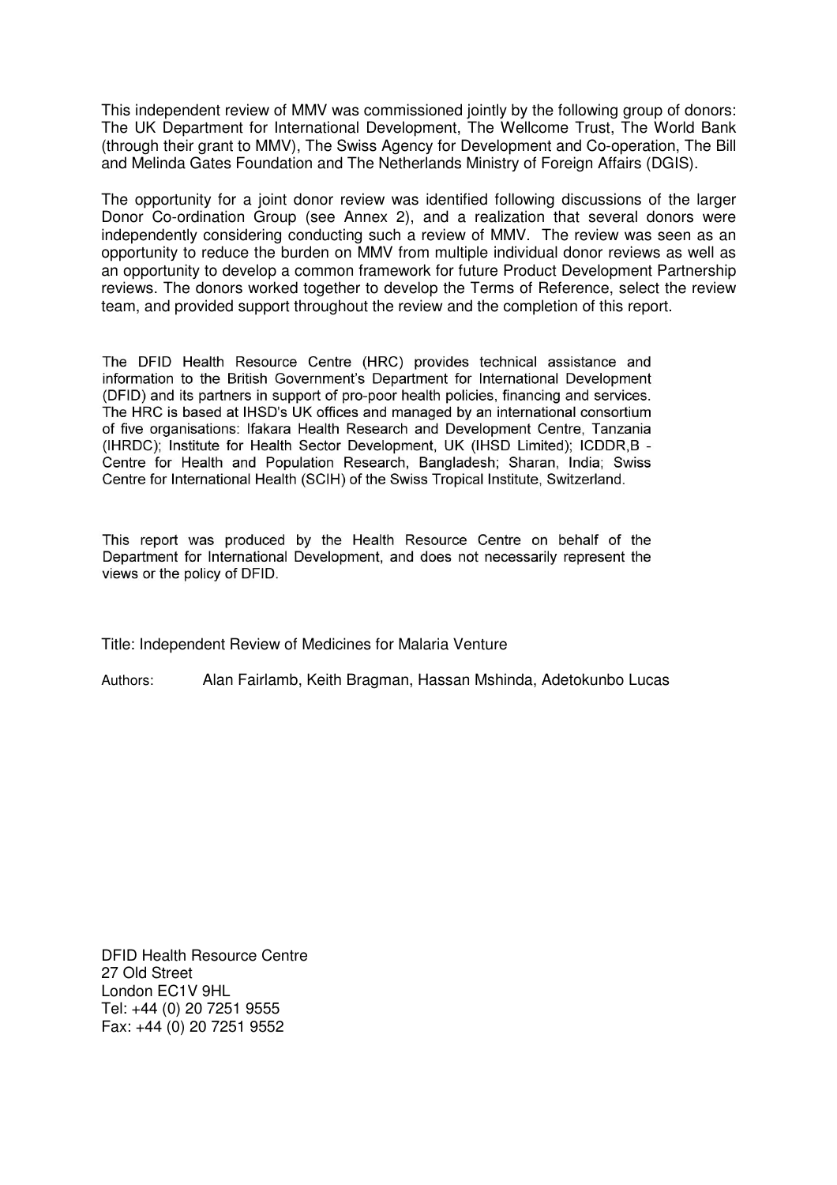This independent review of MMV was commissioned jointly by the following group of donors: The UK Department for International Development, The Wellcome Trust, The World Bank (through their grant to MMV), The Swiss Agency for Development and Co-operation, The Bill and Melinda Gates Foundation and The Netherlands Ministry of Foreign Affairs (DGIS).

The opportunity for a joint donor review was identified following discussions of the larger Donor Co-ordination Group (see Annex 2), and a realization that several donors were independently considering conducting such a review of MMV. The review was seen as an opportunity to reduce the burden on MMV from multiple individual donor reviews as well as an opportunity to develop a common framework for future Product Development Partnership reviews. The donors worked together to develop the Terms of Reference, select the review team, and provided support throughout the review and the completion of this report.

The DFID Health Resource Centre (HRC) provides technical assistance and information to the British Government's Department for International Development (DFID) and its partners in support of pro-poor health policies, financing and services. The HRC is based at IHSD's UK offices and managed by an international consortium of five organisations: Ifakara Health Research and Development Centre, Tanzania (IHRDC); Institute for Health Sector Development, UK (IHSD Limited); ICDDR,B - Centre for Health and Population Research, Bangladesh; Sharan, India; Swiss Centre for International Health (SCIH) of the Swiss Tropical Institute, Switzerland.

This report was produced by the Health Resource Centre on behalf of the Department for International Development, and does not necessarily represent the views or the policy of DFID.

Title: Independent Review of Medicines for Malaria Venture

Authors: Alan Fairlamb, Keith Bragman, Hassan Mshinda, Adetokunbo Lucas

DFID Health Resource Centre
27 Old Street
London EC1V 9HL
Tel: +44 (0) 20 7251 9555
Fax: +44 (0) 20 7251 9552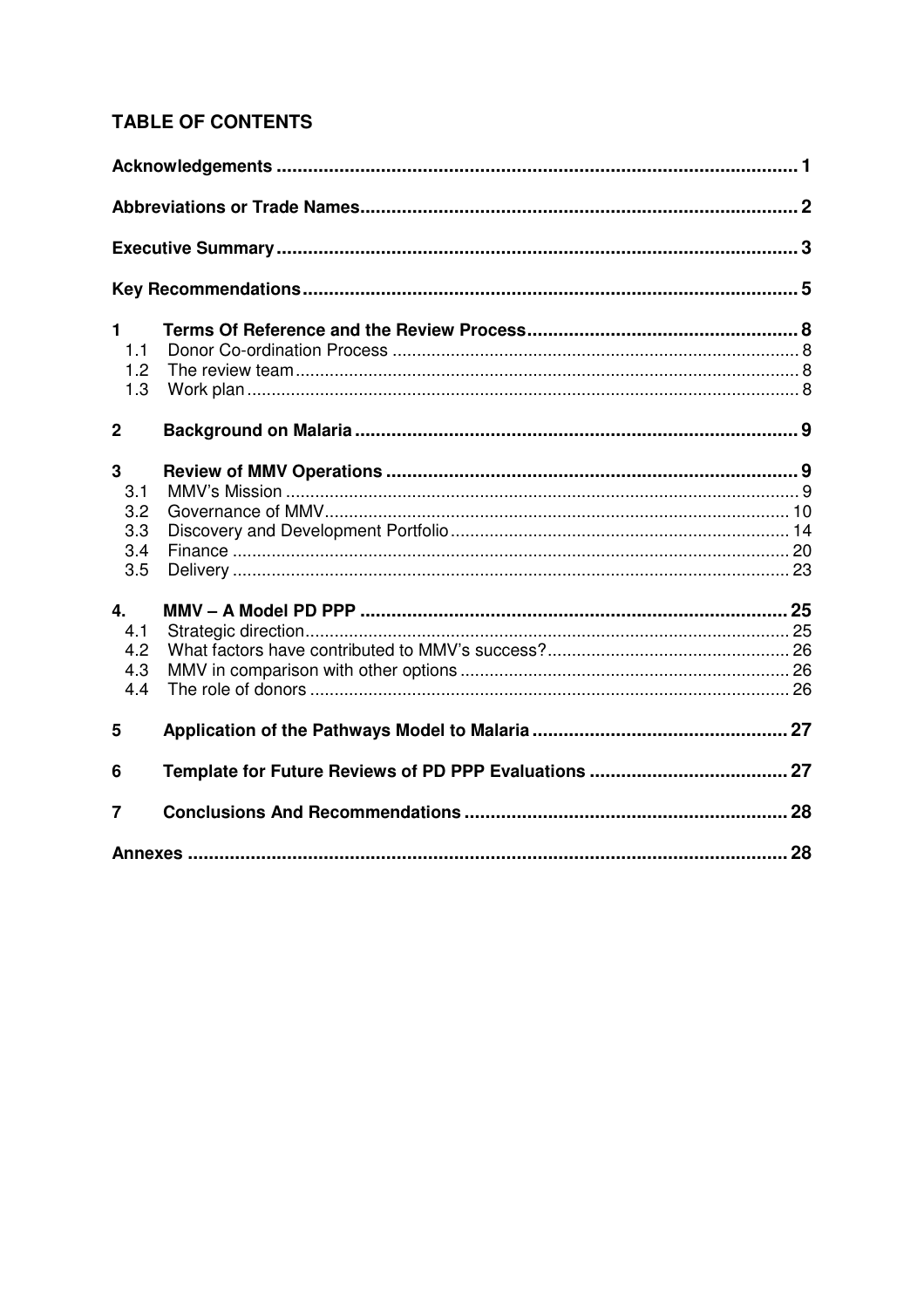## TABLE OF CONTENTS

**Acknowledgements** ..... **1**

**Abbreviations or Trade Names** ..... **2**

**Executive Summary** ..... **3**

**Key Recommendations** ..... **5**

**1 Terms Of Reference and the Review Process** ..... **8**
- 1.1 Donor Co-ordination Process ..... 8
- 1.2 The review team ..... 8
- 1.3 Work plan ..... 8

**2 Background on Malaria** ..... **9**

**3 Review of MMV Operations** ..... **9**
- 3.1 MMV's Mission ..... 9
- 3.2 Governance of MMV ..... 10
- 3.3 Discovery and Development Portfolio ..... 14
- 3.4 Finance ..... 20
- 3.5 Delivery ..... 23

**4. MMV – A Model PD PPP** ..... **25**
- 4.1 Strategic direction ..... 25
- 4.2 What factors have contributed to MMV's success? ..... 26
- 4.3 MMV in comparison with other options ..... 26
- 4.4 The role of donors ..... 26

**5 Application of the Pathways Model to Malaria** ..... **27**

**6 Template for Future Reviews of PD PPP Evaluations** ..... **27**

**7 Conclusions And Recommendations** ..... **28**

**Annexes** ..... **28**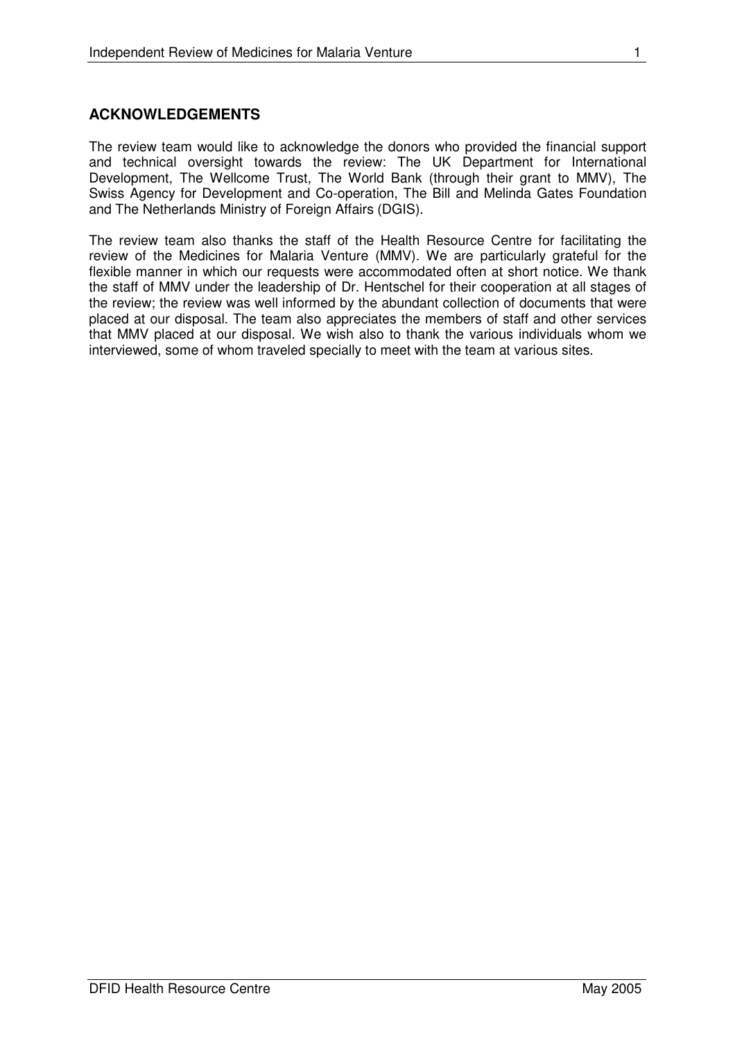## ACKNOWLEDGEMENTS

The review team would like to acknowledge the donors who provided the financial support and technical oversight towards the review: The UK Department for International Development, The Wellcome Trust, The World Bank (through their grant to MMV), The Swiss Agency for Development and Co-operation, The Bill and Melinda Gates Foundation and The Netherlands Ministry of Foreign Affairs (DGIS).

The review team also thanks the staff of the Health Resource Centre for facilitating the review of the Medicines for Malaria Venture (MMV). We are particularly grateful for the flexible manner in which our requests were accommodated often at short notice. We thank the staff of MMV under the leadership of Dr. Hentschel for their cooperation at all stages of the review; the review was well informed by the abundant collection of documents that were placed at our disposal. The team also appreciates the members of staff and other services that MMV placed at our disposal. We wish also to thank the various individuals whom we interviewed, some of whom traveled specially to meet with the team at various sites.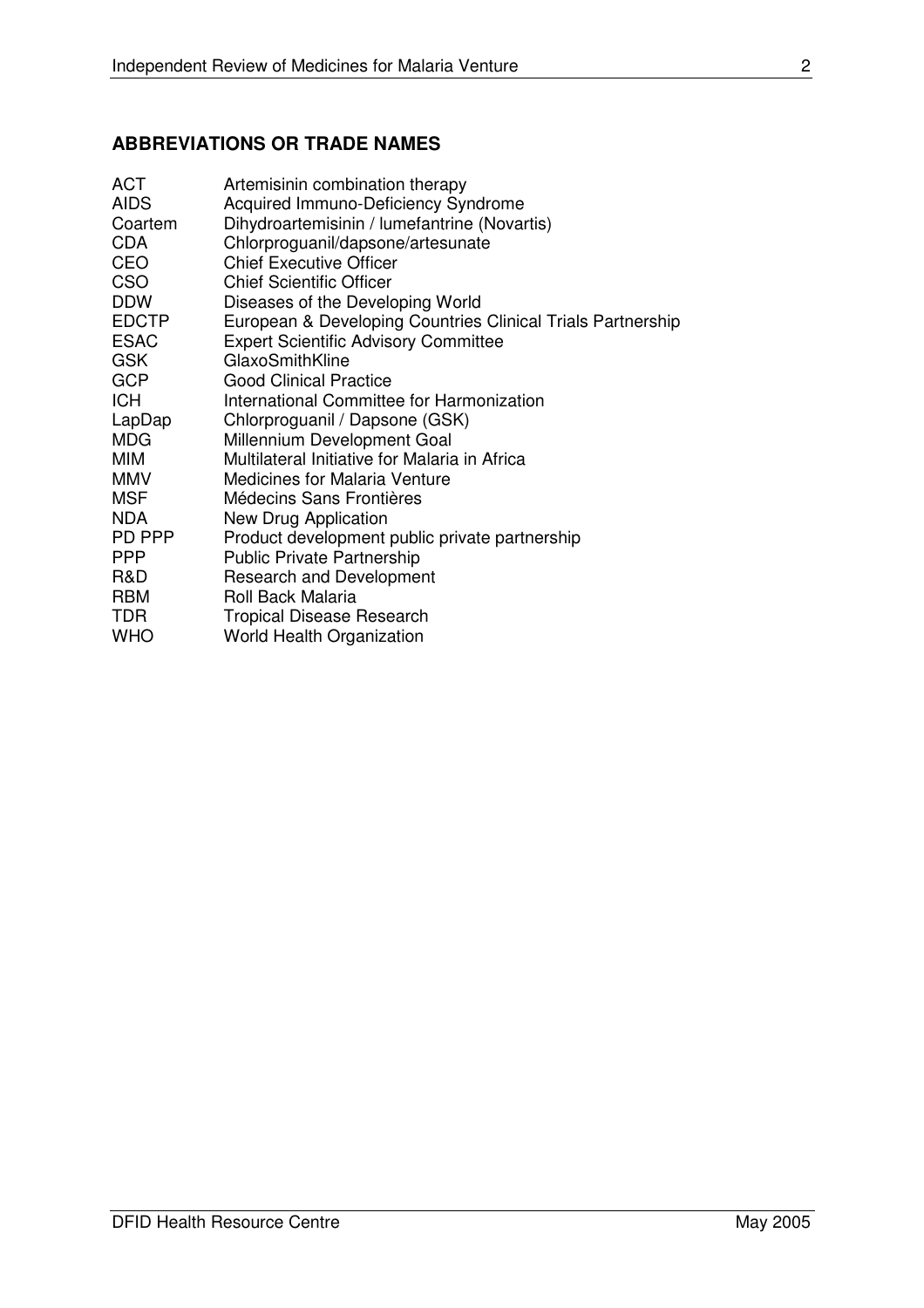## ABBREVIATIONS OR TRADE NAMES

| | |
|---|---|
| ACT | Artemisinin combination therapy |
| AIDS | Acquired Immuno-Deficiency Syndrome |
| Coartem | Dihydroartemisinin / lumefantrine (Novartis) |
| CDA | Chlorproguanil/dapsone/artesunate |
| CEO | Chief Executive Officer |
| CSO | Chief Scientific Officer |
| DDW | Diseases of the Developing World |
| EDCTP | European & Developing Countries Clinical Trials Partnership |
| ESAC | Expert Scientific Advisory Committee |
| GSK | GlaxoSmithKline |
| GCP | Good Clinical Practice |
| ICH | International Committee for Harmonization |
| LapDap | Chlorproguanil / Dapsone (GSK) |
| MDG | Millennium Development Goal |
| MIM | Multilateral Initiative for Malaria in Africa |
| MMV | Medicines for Malaria Venture |
| MSF | Médecins Sans Frontières |
| NDA | New Drug Application |
| PD PPP | Product development public private partnership |
| PPP | Public Private Partnership |
| R&D | Research and Development |
| RBM | Roll Back Malaria |
| TDR | Tropical Disease Research |
| WHO | World Health Organization |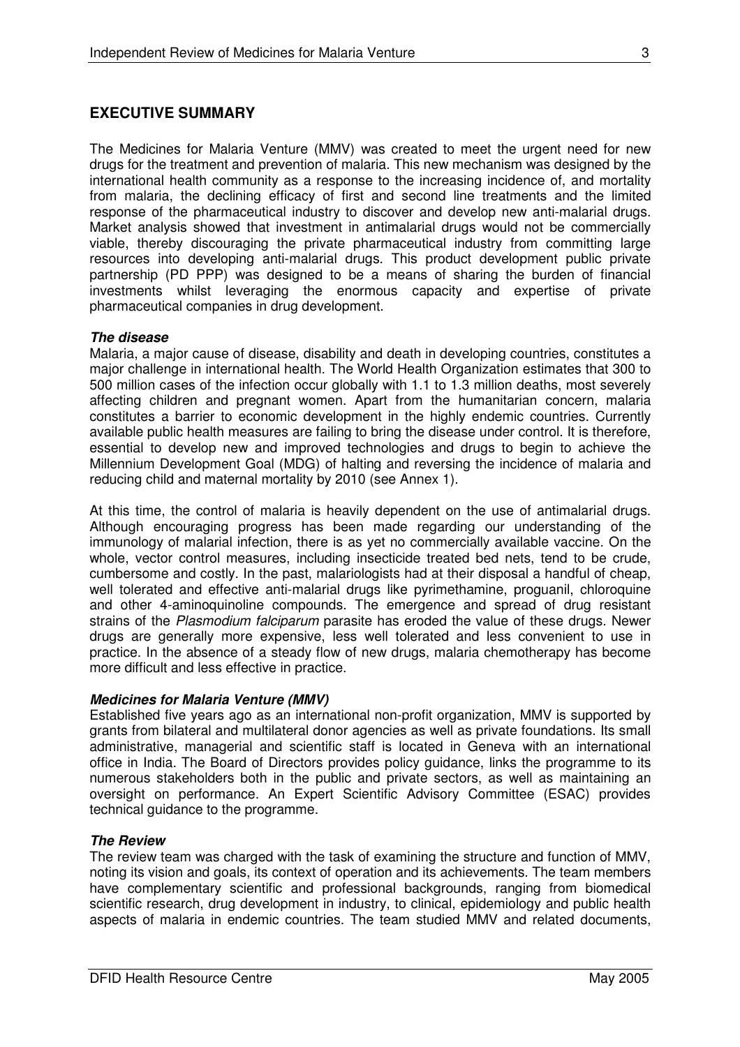## EXECUTIVE SUMMARY

The Medicines for Malaria Venture (MMV) was created to meet the urgent need for new drugs for the treatment and prevention of malaria. This new mechanism was designed by the international health community as a response to the increasing incidence of, and mortality from malaria, the declining efficacy of first and second line treatments and the limited response of the pharmaceutical industry to discover and develop new anti-malarial drugs. Market analysis showed that investment in antimalarial drugs would not be commercially viable, thereby discouraging the private pharmaceutical industry from committing large resources into developing anti-malarial drugs. This product development public private partnership (PD PPP) was designed to be a means of sharing the burden of financial investments whilst leveraging the enormous capacity and expertise of private pharmaceutical companies in drug development.

***The disease***

Malaria, a major cause of disease, disability and death in developing countries, constitutes a major challenge in international health. The World Health Organization estimates that 300 to 500 million cases of the infection occur globally with 1.1 to 1.3 million deaths, most severely affecting children and pregnant women. Apart from the humanitarian concern, malaria constitutes a barrier to economic development in the highly endemic countries. Currently available public health measures are failing to bring the disease under control. It is therefore, essential to develop new and improved technologies and drugs to begin to achieve the Millennium Development Goal (MDG) of halting and reversing the incidence of malaria and reducing child and maternal mortality by 2010 (see Annex 1).

At this time, the control of malaria is heavily dependent on the use of antimalarial drugs. Although encouraging progress has been made regarding our understanding of the immunology of malarial infection, there is as yet no commercially available vaccine. On the whole, vector control measures, including insecticide treated bed nets, tend to be crude, cumbersome and costly. In the past, malariologists had at their disposal a handful of cheap, well tolerated and effective anti-malarial drugs like pyrimethamine, proguanil, chloroquine and other 4-aminoquinoline compounds. The emergence and spread of drug resistant strains of the *Plasmodium falciparum* parasite has eroded the value of these drugs. Newer drugs are generally more expensive, less well tolerated and less convenient to use in practice. In the absence of a steady flow of new drugs, malaria chemotherapy has become more difficult and less effective in practice.

***Medicines for Malaria Venture (MMV)***

Established five years ago as an international non-profit organization, MMV is supported by grants from bilateral and multilateral donor agencies as well as private foundations. Its small administrative, managerial and scientific staff is located in Geneva with an international office in India. The Board of Directors provides policy guidance, links the programme to its numerous stakeholders both in the public and private sectors, as well as maintaining an oversight on performance. An Expert Scientific Advisory Committee (ESAC) provides technical guidance to the programme.

***The Review***

The review team was charged with the task of examining the structure and function of MMV, noting its vision and goals, its context of operation and its achievements. The team members have complementary scientific and professional backgrounds, ranging from biomedical scientific research, drug development in industry, to clinical, epidemiology and public health aspects of malaria in endemic countries. The team studied MMV and related documents,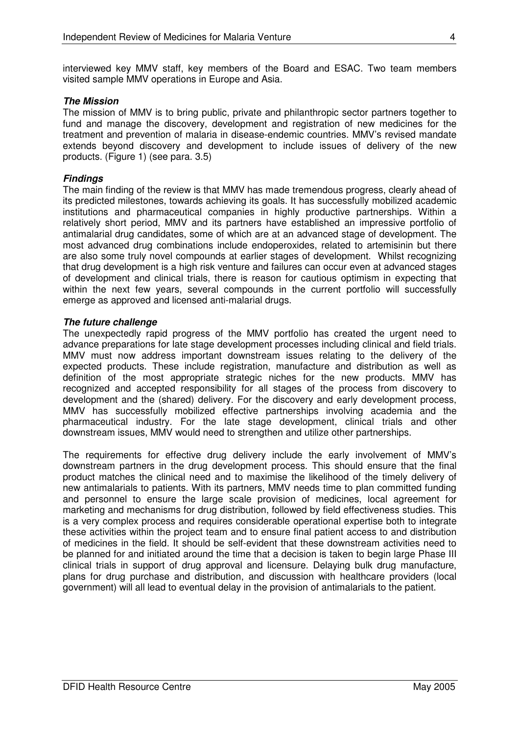interviewed key MMV staff, key members of the Board and ESAC. Two team members visited sample MMV operations in Europe and Asia.

***The Mission***

The mission of MMV is to bring public, private and philanthropic sector partners together to fund and manage the discovery, development and registration of new medicines for the treatment and prevention of malaria in disease-endemic countries. MMV's revised mandate extends beyond discovery and development to include issues of delivery of the new products. (Figure 1) (see para. 3.5)

***Findings***

The main finding of the review is that MMV has made tremendous progress, clearly ahead of its predicted milestones, towards achieving its goals. It has successfully mobilized academic institutions and pharmaceutical companies in highly productive partnerships. Within a relatively short period, MMV and its partners have established an impressive portfolio of antimalarial drug candidates, some of which are at an advanced stage of development. The most advanced drug combinations include endoperoxides, related to artemisinin but there are also some truly novel compounds at earlier stages of development. Whilst recognizing that drug development is a high risk venture and failures can occur even at advanced stages of development and clinical trials, there is reason for cautious optimism in expecting that within the next few years, several compounds in the current portfolio will successfully emerge as approved and licensed anti-malarial drugs.

***The future challenge***

The unexpectedly rapid progress of the MMV portfolio has created the urgent need to advance preparations for late stage development processes including clinical and field trials. MMV must now address important downstream issues relating to the delivery of the expected products. These include registration, manufacture and distribution as well as definition of the most appropriate strategic niches for the new products. MMV has recognized and accepted responsibility for all stages of the process from discovery to development and the (shared) delivery. For the discovery and early development process, MMV has successfully mobilized effective partnerships involving academia and the pharmaceutical industry. For the late stage development, clinical trials and other downstream issues, MMV would need to strengthen and utilize other partnerships.

The requirements for effective drug delivery include the early involvement of MMV's downstream partners in the drug development process. This should ensure that the final product matches the clinical need and to maximise the likelihood of the timely delivery of new antimalarials to patients. With its partners, MMV needs time to plan committed funding and personnel to ensure the large scale provision of medicines, local agreement for marketing and mechanisms for drug distribution, followed by field effectiveness studies. This is a very complex process and requires considerable operational expertise both to integrate these activities within the project team and to ensure final patient access to and distribution of medicines in the field. It should be self-evident that these downstream activities need to be planned for and initiated around the time that a decision is taken to begin large Phase III clinical trials in support of drug approval and licensure. Delaying bulk drug manufacture, plans for drug purchase and distribution, and discussion with healthcare providers (local government) will all lead to eventual delay in the provision of antimalarials to the patient.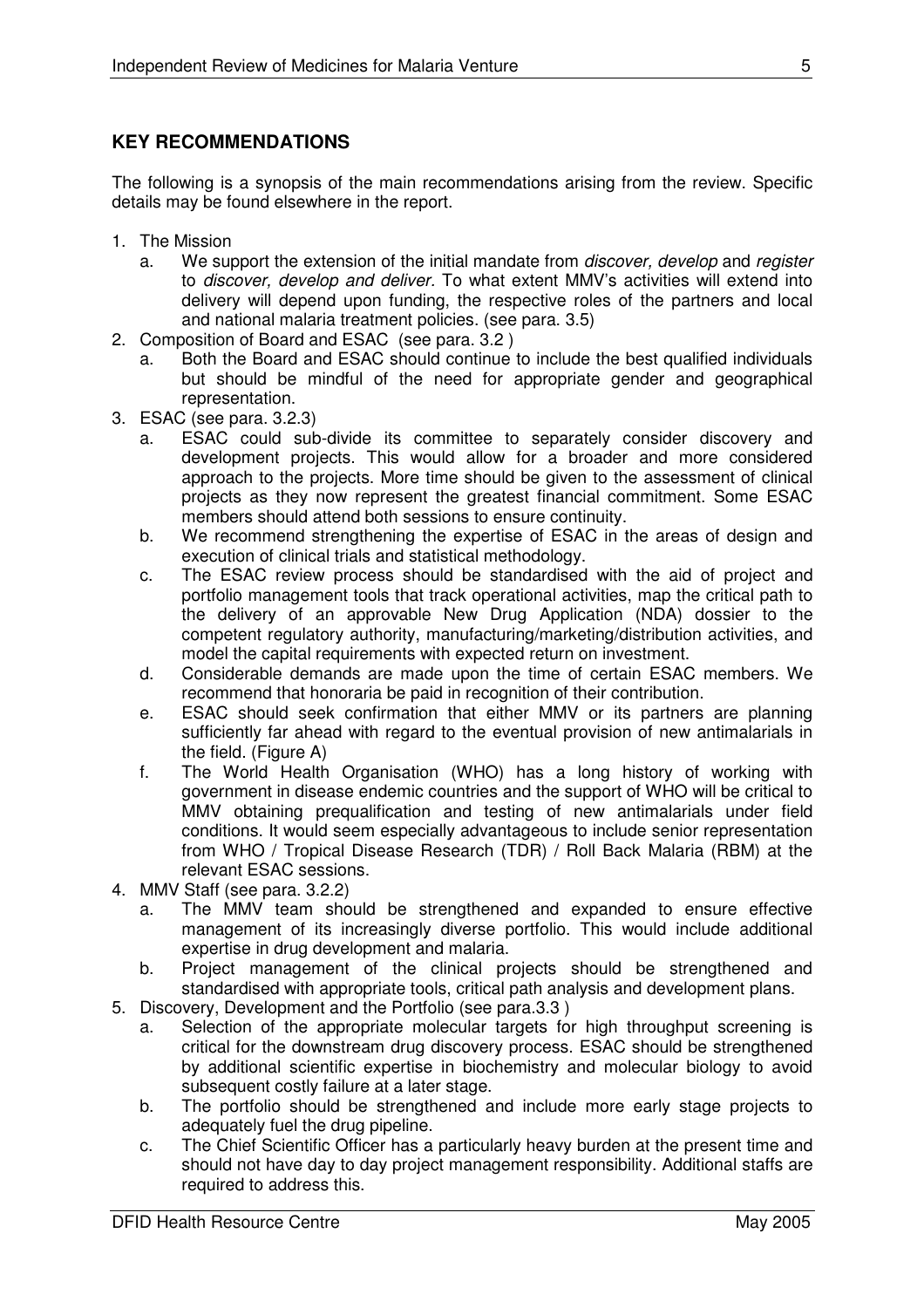## KEY RECOMMENDATIONS

The following is a synopsis of the main recommendations arising from the review. Specific details may be found elsewhere in the report.

1. The Mission
   a. We support the extension of the initial mandate from *discover, develop* and *register* to *discover, develop and deliver.* To what extent MMV's activities will extend into delivery will depend upon funding, the respective roles of the partners and local and national malaria treatment policies. (see para. 3.5)
2. Composition of Board and ESAC (see para. 3.2 )
   a. Both the Board and ESAC should continue to include the best qualified individuals but should be mindful of the need for appropriate gender and geographical representation.
3. ESAC (see para. 3.2.3)
   a. ESAC could sub-divide its committee to separately consider discovery and development projects. This would allow for a broader and more considered approach to the projects. More time should be given to the assessment of clinical projects as they now represent the greatest financial commitment. Some ESAC members should attend both sessions to ensure continuity.
   b. We recommend strengthening the expertise of ESAC in the areas of design and execution of clinical trials and statistical methodology.
   c. The ESAC review process should be standardised with the aid of project and portfolio management tools that track operational activities, map the critical path to the delivery of an approvable New Drug Application (NDA) dossier to the competent regulatory authority, manufacturing/marketing/distribution activities, and model the capital requirements with expected return on investment.
   d. Considerable demands are made upon the time of certain ESAC members. We recommend that honoraria be paid in recognition of their contribution.
   e. ESAC should seek confirmation that either MMV or its partners are planning sufficiently far ahead with regard to the eventual provision of new antimalarials in the field. (Figure A)
   f. The World Health Organisation (WHO) has a long history of working with government in disease endemic countries and the support of WHO will be critical to MMV obtaining prequalification and testing of new antimalarials under field conditions. It would seem especially advantageous to include senior representation from WHO / Tropical Disease Research (TDR) / Roll Back Malaria (RBM) at the relevant ESAC sessions.
4. MMV Staff (see para. 3.2.2)
   a. The MMV team should be strengthened and expanded to ensure effective management of its increasingly diverse portfolio. This would include additional expertise in drug development and malaria.
   b. Project management of the clinical projects should be strengthened and standardised with appropriate tools, critical path analysis and development plans.
5. Discovery, Development and the Portfolio (see para.3.3 )
   a. Selection of the appropriate molecular targets for high throughput screening is critical for the downstream drug discovery process. ESAC should be strengthened by additional scientific expertise in biochemistry and molecular biology to avoid subsequent costly failure at a later stage.
   b. The portfolio should be strengthened and include more early stage projects to adequately fuel the drug pipeline.
   c. The Chief Scientific Officer has a particularly heavy burden at the present time and should not have day to day project management responsibility. Additional staffs are required to address this.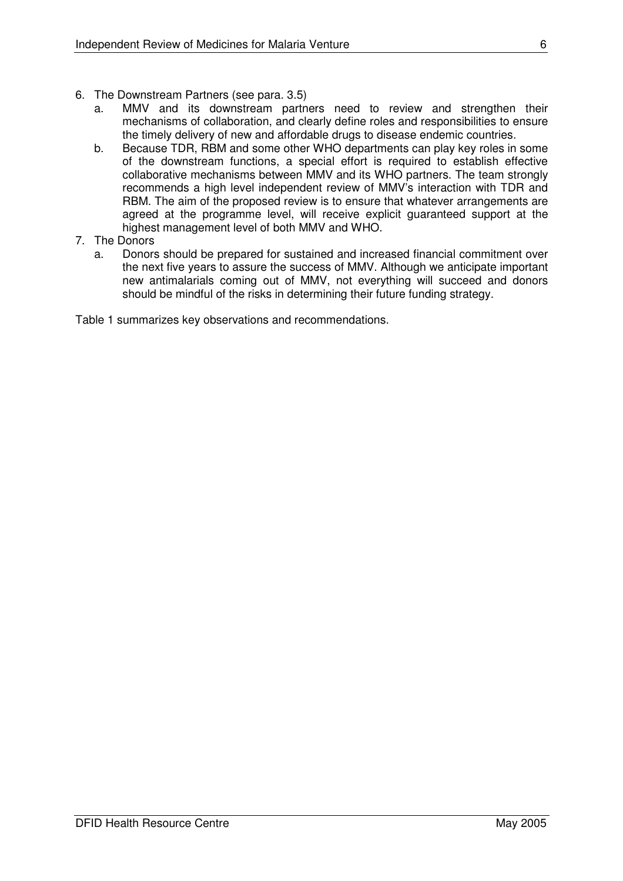6. The Downstream Partners (see para. 3.5)
   a. MMV and its downstream partners need to review and strengthen their mechanisms of collaboration, and clearly define roles and responsibilities to ensure the timely delivery of new and affordable drugs to disease endemic countries.
   b. Because TDR, RBM and some other WHO departments can play key roles in some of the downstream functions, a special effort is required to establish effective collaborative mechanisms between MMV and its WHO partners. The team strongly recommends a high level independent review of MMV's interaction with TDR and RBM. The aim of the proposed review is to ensure that whatever arrangements are agreed at the programme level, will receive explicit guaranteed support at the highest management level of both MMV and WHO.
7. The Donors
   a. Donors should be prepared for sustained and increased financial commitment over the next five years to assure the success of MMV. Although we anticipate important new antimalarials coming out of MMV, not everything will succeed and donors should be mindful of the risks in determining their future funding strategy.

Table 1 summarizes key observations and recommendations.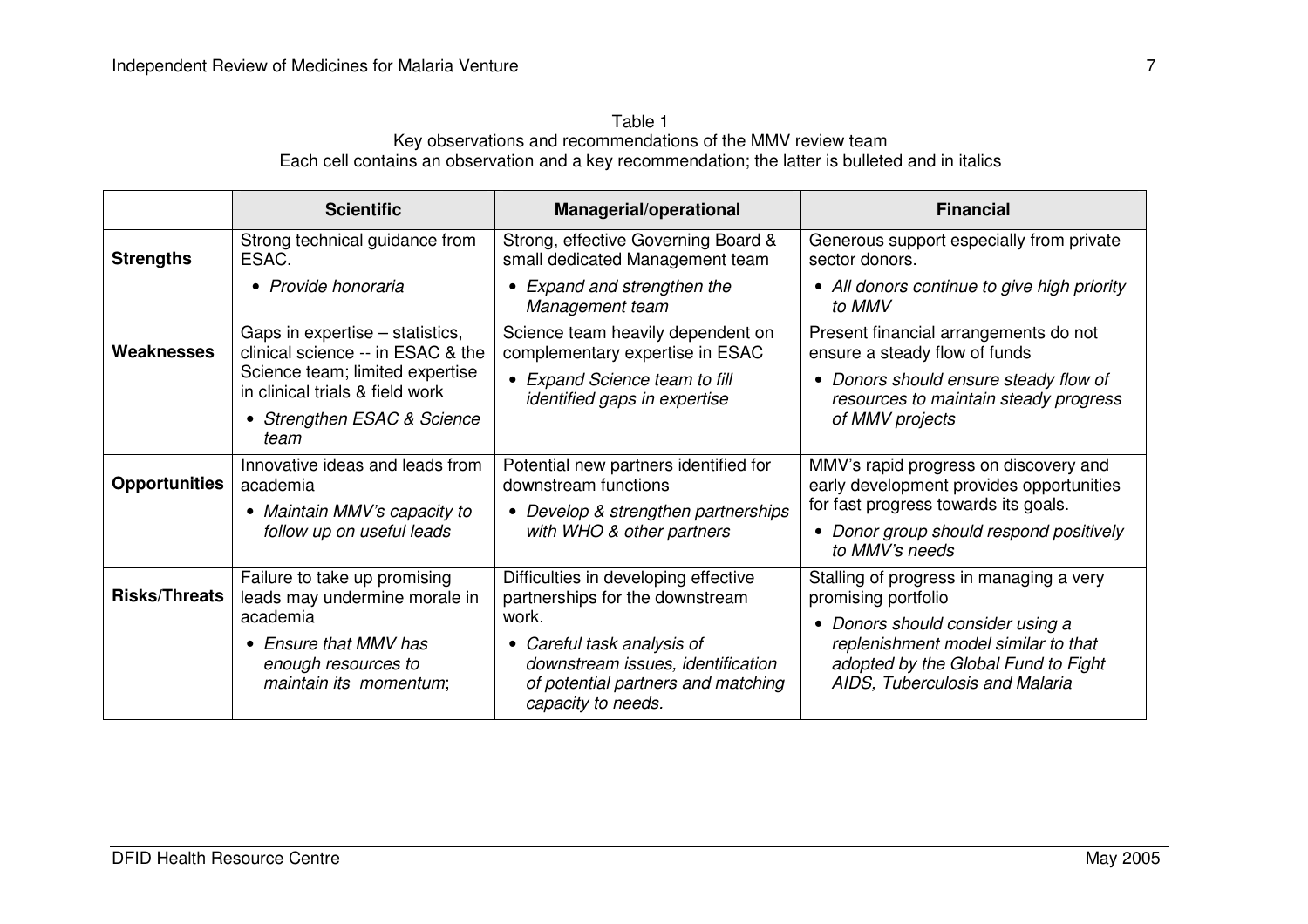Table 1
Key observations and recommendations of the MMV review team
Each cell contains an observation and a key recommendation; the latter is bulleted and in italics

| | **Scientific** | **Managerial/operational** | **Financial** |
|---|---|---|---|
| **Strengths** | Strong technical guidance from ESAC.<br>• *Provide honoraria* | Strong, effective Governing Board & small dedicated Management team<br>• *Expand and strengthen the Management team* | Generous support especially from private sector donors.<br>• *All donors continue to give high priority to MMV* |
| **Weaknesses** | Gaps in expertise – statistics, clinical science -- in ESAC & the Science team; limited expertise in clinical trials & field work<br>• *Strengthen ESAC & Science team* | Science team heavily dependent on complementary expertise in ESAC<br>• *Expand Science team to fill identified gaps in expertise* | Present financial arrangements do not ensure a steady flow of funds<br>• *Donors should ensure steady flow of resources to maintain steady progress of MMV projects* |
| **Opportunities** | Innovative ideas and leads from academia<br>• *Maintain MMV's capacity to follow up on useful leads* | Potential new partners identified for downstream functions<br>• *Develop & strengthen partnerships with WHO & other partners* | MMV's rapid progress on discovery and early development provides opportunities for fast progress towards its goals.<br>• *Donor group should respond positively to MMV's needs* |
| **Risks/Threats** | Failure to take up promising leads may undermine morale in academia<br>• *Ensure that MMV has enough resources to maintain its momentum*; | Difficulties in developing effective partnerships for the downstream work.<br>• *Careful task analysis of downstream issues, identification of potential partners and matching capacity to needs.* | Stalling of progress in managing a very promising portfolio<br>• *Donors should consider using a replenishment model similar to that adopted by the Global Fund to Fight AIDS, Tuberculosis and Malaria* |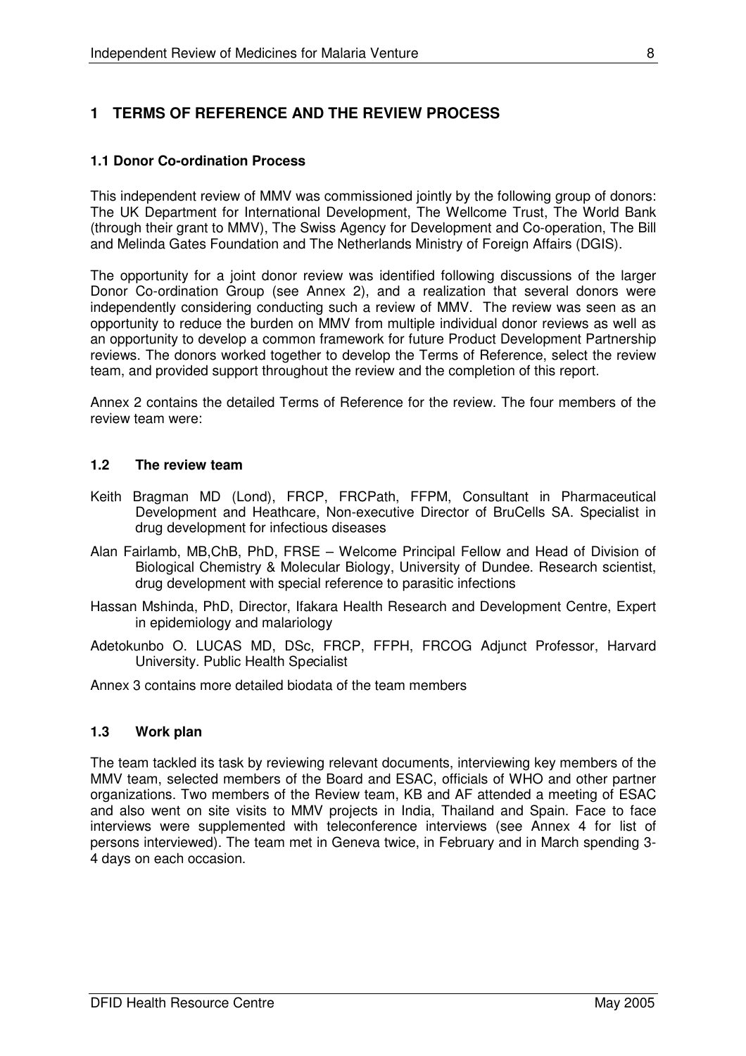# 1 TERMS OF REFERENCE AND THE REVIEW PROCESS

### 1.1 Donor Co-ordination Process

This independent review of MMV was commissioned jointly by the following group of donors: The UK Department for International Development, The Wellcome Trust, The World Bank (through their grant to MMV), The Swiss Agency for Development and Co-operation, The Bill and Melinda Gates Foundation and The Netherlands Ministry of Foreign Affairs (DGIS).

The opportunity for a joint donor review was identified following discussions of the larger Donor Co-ordination Group (see Annex 2), and a realization that several donors were independently considering conducting such a review of MMV. The review was seen as an opportunity to reduce the burden on MMV from multiple individual donor reviews as well as an opportunity to develop a common framework for future Product Development Partnership reviews. The donors worked together to develop the Terms of Reference, select the review team, and provided support throughout the review and the completion of this report.

Annex 2 contains the detailed Terms of Reference for the review. The four members of the review team were:

### 1.2 The review team

Keith Bragman MD (Lond), FRCP, FRCPath, FFPM, Consultant in Pharmaceutical Development and Heathcare, Non-executive Director of BruCells SA. Specialist in drug development for infectious diseases

Alan Fairlamb, MB,ChB, PhD, FRSE – Welcome Principal Fellow and Head of Division of Biological Chemistry & Molecular Biology, University of Dundee. Research scientist, drug development with special reference to parasitic infections

Hassan Mshinda, PhD, Director, Ifakara Health Research and Development Centre, Expert in epidemiology and malariology

Adetokunbo O. LUCAS MD, DSc, FRCP, FFPH, FRCOG Adjunct Professor, Harvard University. Public Health Specialist

Annex 3 contains more detailed biodata of the team members

### 1.3 Work plan

The team tackled its task by reviewing relevant documents, interviewing key members of the MMV team, selected members of the Board and ESAC, officials of WHO and other partner organizations. Two members of the Review team, KB and AF attended a meeting of ESAC and also went on site visits to MMV projects in India, Thailand and Spain. Face to face interviews were supplemented with teleconference interviews (see Annex 4 for list of persons interviewed). The team met in Geneva twice, in February and in March spending 3-4 days on each occasion.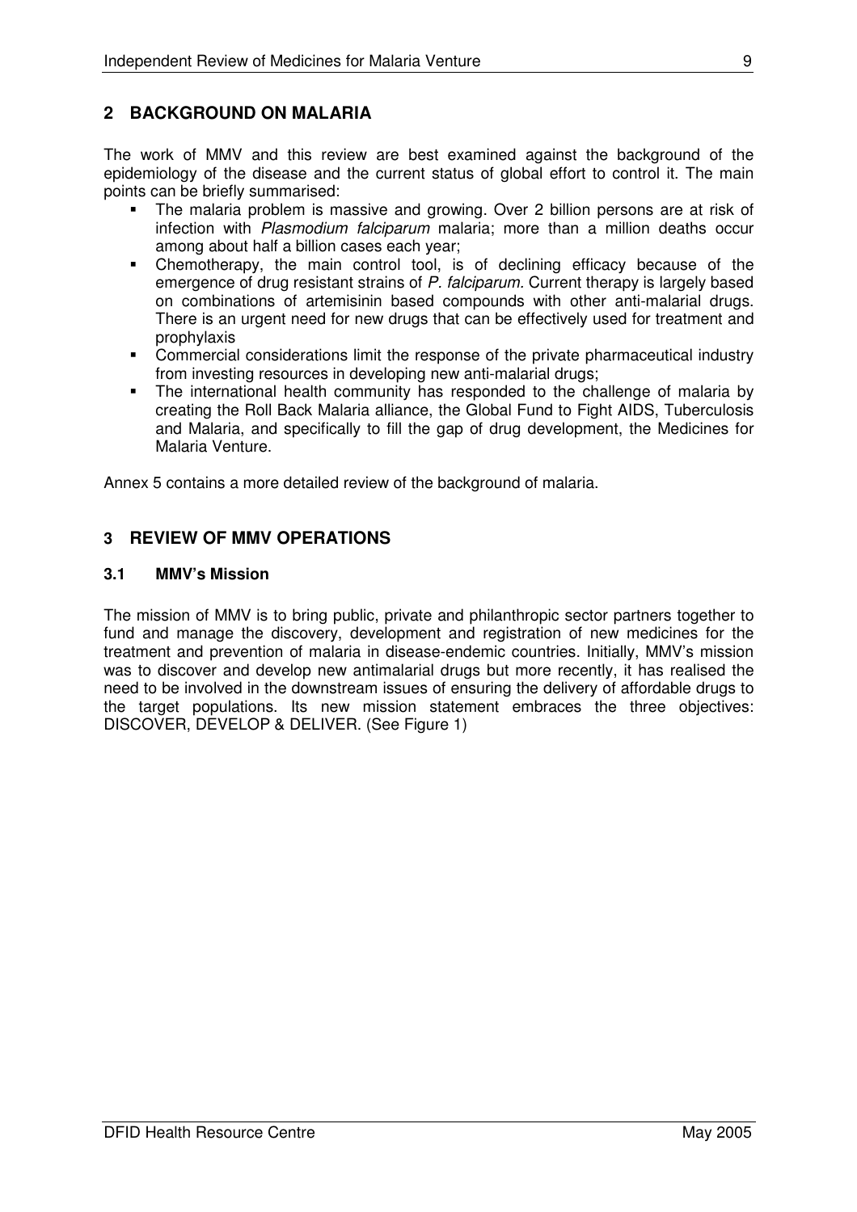## 2 BACKGROUND ON MALARIA

The work of MMV and this review are best examined against the background of the epidemiology of the disease and the current status of global effort to control it. The main points can be briefly summarised:

- The malaria problem is massive and growing. Over 2 billion persons are at risk of infection with *Plasmodium falciparum* malaria; more than a million deaths occur among about half a billion cases each year;
- Chemotherapy, the main control tool, is of declining efficacy because of the emergence of drug resistant strains of *P. falciparum.* Current therapy is largely based on combinations of artemisinin based compounds with other anti-malarial drugs. There is an urgent need for new drugs that can be effectively used for treatment and prophylaxis
- Commercial considerations limit the response of the private pharmaceutical industry from investing resources in developing new anti-malarial drugs;
- The international health community has responded to the challenge of malaria by creating the Roll Back Malaria alliance, the Global Fund to Fight AIDS, Tuberculosis and Malaria, and specifically to fill the gap of drug development, the Medicines for Malaria Venture.

Annex 5 contains a more detailed review of the background of malaria.

## 3 REVIEW OF MMV OPERATIONS

### 3.1 MMV's Mission

The mission of MMV is to bring public, private and philanthropic sector partners together to fund and manage the discovery, development and registration of new medicines for the treatment and prevention of malaria in disease-endemic countries. Initially, MMV's mission was to discover and develop new antimalarial drugs but more recently, it has realised the need to be involved in the downstream issues of ensuring the delivery of affordable drugs to the target populations. Its new mission statement embraces the three objectives: DISCOVER, DEVELOP & DELIVER. (See Figure 1)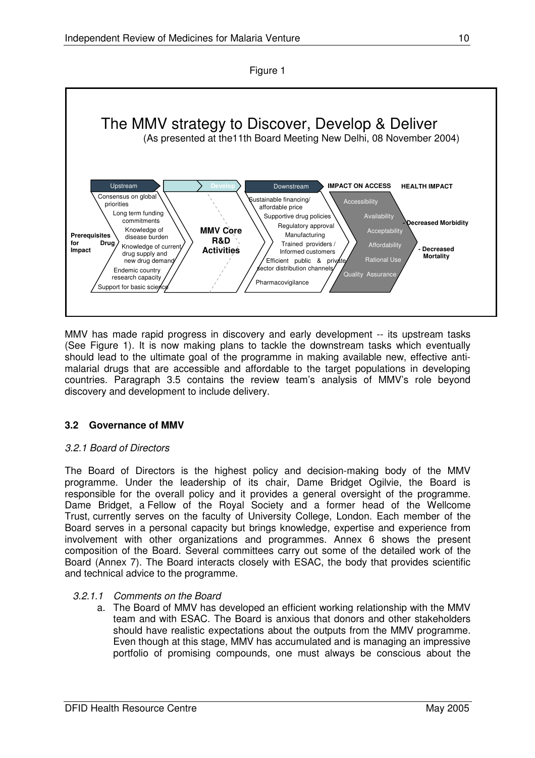Figure 1

**The MMV strategy to Discover, Develop & Deliver**
(As presented at the11th Board Meeting New Delhi, 08 November 2004)

**Prerequisites for Drug Impact**

Upstream:
- Consensus on global priorities
- Long term funding commitments
- Knowledge of disease burden
- Knowledge of current drug supply and new drug demand
- Endemic country research capacity
- Support for basic science

Develop:
- **MMV Core R&D Activities**

Downstream:
- Sustainable financing/ affordable price
- Supportive drug policies
- Regulatory approval
- Manufacturing
- Trained providers / Informed customers
- Efficient public & private sector distribution channels
- Pharmacovigilance

**IMPACT ON ACCESS**
- Accessibility
- Availability
- Acceptability
- Affordability
- Rational Use
- Quality Assurance

**HEALTH IMPACT**
- Decreased Morbidity
- Decreased Mortality

MMV has made rapid progress in discovery and early development -- its upstream tasks (See Figure 1). It is now making plans to tackle the downstream tasks which eventually should lead to the ultimate goal of the programme in making available new, effective anti-malarial drugs that are accessible and affordable to the target populations in developing countries. Paragraph 3.5 contains the review team's analysis of MMV's role beyond discovery and development to include delivery.

### 3.2 Governance of MMV

*3.2.1 Board of Directors*

The Board of Directors is the highest policy and decision-making body of the MMV programme. Under the leadership of its chair, Dame Bridget Ogilvie, the Board is responsible for the overall policy and it provides a general oversight of the programme. Dame Bridget, a Fellow of the Royal Society and a former head of the Wellcome Trust, currently serves on the faculty of University College, London. Each member of the Board serves in a personal capacity but brings knowledge, expertise and experience from involvement with other organizations and programmes. Annex 6 shows the present composition of the Board. Several committees carry out some of the detailed work of the Board (Annex 7). The Board interacts closely with ESAC, the body that provides scientific and technical advice to the programme.

*3.2.1.1 Comments on the Board*

a. The Board of MMV has developed an efficient working relationship with the MMV team and with ESAC. The Board is anxious that donors and other stakeholders should have realistic expectations about the outputs from the MMV programme. Even though at this stage, MMV has accumulated and is managing an impressive portfolio of promising compounds, one must always be conscious about the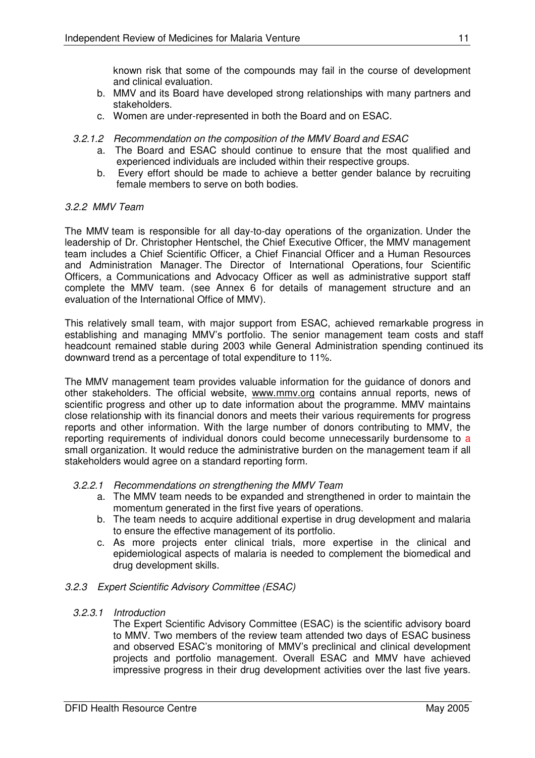known risk that some of the compounds may fail in the course of development and clinical evaluation.

b. MMV and its Board have developed strong relationships with many partners and stakeholders.

c. Women are under-represented in both the Board and on ESAC.

*3.2.1.2 Recommendation on the composition of the MMV Board and ESAC*

a. The Board and ESAC should continue to ensure that the most qualified and experienced individuals are included within their respective groups.

b. Every effort should be made to achieve a better gender balance by recruiting female members to serve on both bodies.

*3.2.2 MMV Team*

The MMV team is responsible for all day-to-day operations of the organization. Under the leadership of Dr. Christopher Hentschel, the Chief Executive Officer, the MMV management team includes a Chief Scientific Officer, a Chief Financial Officer and a Human Resources and Administration Manager. The Director of International Operations, four Scientific Officers, a Communications and Advocacy Officer as well as administrative support staff complete the MMV team. (see Annex 6 for details of management structure and an evaluation of the International Office of MMV).

This relatively small team, with major support from ESAC, achieved remarkable progress in establishing and managing MMV's portfolio. The senior management team costs and staff headcount remained stable during 2003 while General Administration spending continued its downward trend as a percentage of total expenditure to 11%.

The MMV management team provides valuable information for the guidance of donors and other stakeholders. The official website, www.mmv.org contains annual reports, news of scientific progress and other up to date information about the programme. MMV maintains close relationship with its financial donors and meets their various requirements for progress reports and other information. With the large number of donors contributing to MMV, the reporting requirements of individual donors could become unnecessarily burdensome to a small organization. It would reduce the administrative burden on the management team if all stakeholders would agree on a standard reporting form.

*3.2.2.1 Recommendations on strengthening the MMV Team*

a. The MMV team needs to be expanded and strengthened in order to maintain the momentum generated in the first five years of operations.

b. The team needs to acquire additional expertise in drug development and malaria to ensure the effective management of its portfolio.

c. As more projects enter clinical trials, more expertise in the clinical and epidemiological aspects of malaria is needed to complement the biomedical and drug development skills.

*3.2.3 Expert Scientific Advisory Committee (ESAC)*

*3.2.3.1 Introduction*

The Expert Scientific Advisory Committee (ESAC) is the scientific advisory board to MMV. Two members of the review team attended two days of ESAC business and observed ESAC's monitoring of MMV's preclinical and clinical development projects and portfolio management. Overall ESAC and MMV have achieved impressive progress in their drug development activities over the last five years.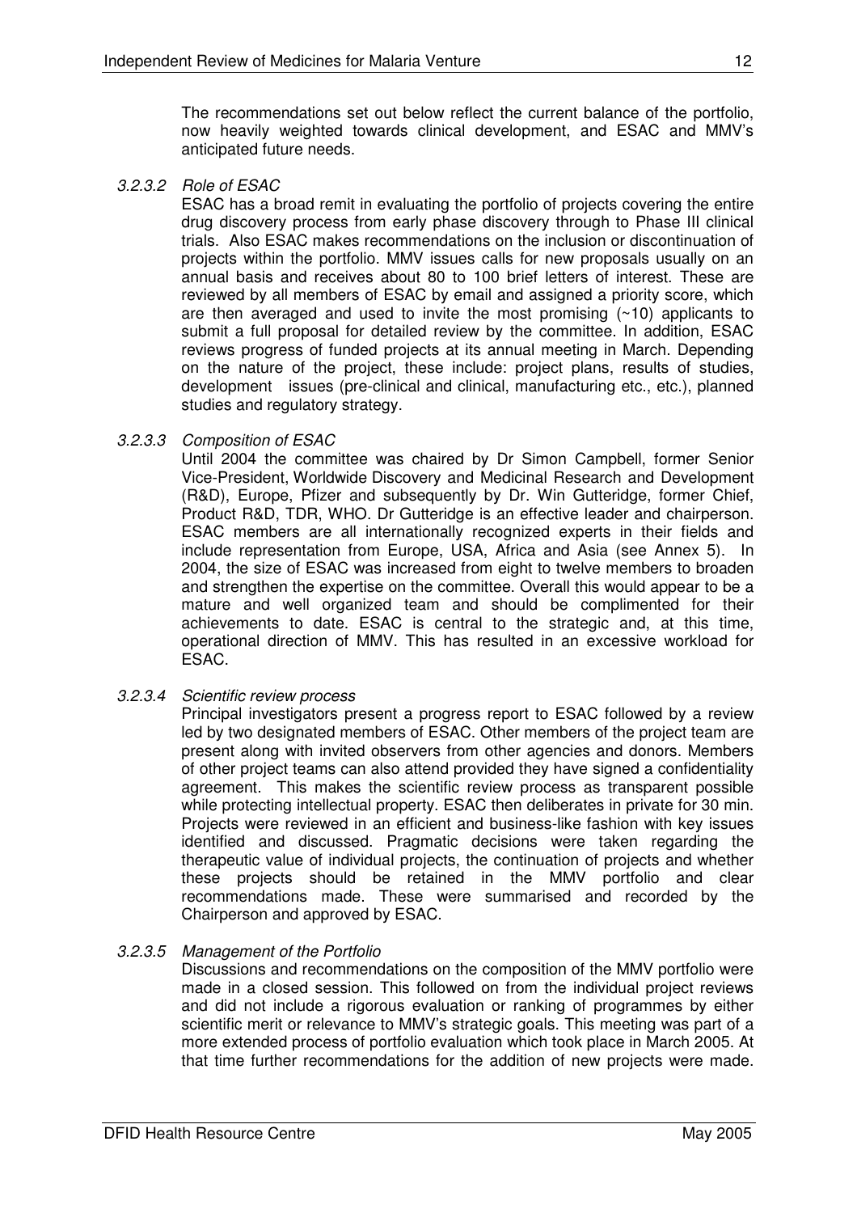The recommendations set out below reflect the current balance of the portfolio, now heavily weighted towards clinical development, and ESAC and MMV's anticipated future needs.

#### *3.2.3.2 Role of ESAC*

ESAC has a broad remit in evaluating the portfolio of projects covering the entire drug discovery process from early phase discovery through to Phase III clinical trials. Also ESAC makes recommendations on the inclusion or discontinuation of projects within the portfolio. MMV issues calls for new proposals usually on an annual basis and receives about 80 to 100 brief letters of interest. These are reviewed by all members of ESAC by email and assigned a priority score, which are then averaged and used to invite the most promising (~10) applicants to submit a full proposal for detailed review by the committee. In addition, ESAC reviews progress of funded projects at its annual meeting in March. Depending on the nature of the project, these include: project plans, results of studies, development issues (pre-clinical and clinical, manufacturing etc., etc.), planned studies and regulatory strategy.

#### *3.2.3.3 Composition of ESAC*

Until 2004 the committee was chaired by Dr Simon Campbell, former Senior Vice-President, Worldwide Discovery and Medicinal Research and Development (R&D), Europe, Pfizer and subsequently by Dr. Win Gutteridge, former Chief, Product R&D, TDR, WHO. Dr Gutteridge is an effective leader and chairperson. ESAC members are all internationally recognized experts in their fields and include representation from Europe, USA, Africa and Asia (see Annex 5). In 2004, the size of ESAC was increased from eight to twelve members to broaden and strengthen the expertise on the committee. Overall this would appear to be a mature and well organized team and should be complimented for their achievements to date. ESAC is central to the strategic and, at this time, operational direction of MMV. This has resulted in an excessive workload for ESAC.

#### *3.2.3.4 Scientific review process*

Principal investigators present a progress report to ESAC followed by a review led by two designated members of ESAC. Other members of the project team are present along with invited observers from other agencies and donors. Members of other project teams can also attend provided they have signed a confidentiality agreement. This makes the scientific review process as transparent possible while protecting intellectual property. ESAC then deliberates in private for 30 min. Projects were reviewed in an efficient and business-like fashion with key issues identified and discussed. Pragmatic decisions were taken regarding the therapeutic value of individual projects, the continuation of projects and whether these projects should be retained in the MMV portfolio and clear recommendations made. These were summarised and recorded by the Chairperson and approved by ESAC.

#### *3.2.3.5 Management of the Portfolio*

Discussions and recommendations on the composition of the MMV portfolio were made in a closed session. This followed on from the individual project reviews and did not include a rigorous evaluation or ranking of programmes by either scientific merit or relevance to MMV's strategic goals. This meeting was part of a more extended process of portfolio evaluation which took place in March 2005. At that time further recommendations for the addition of new projects were made.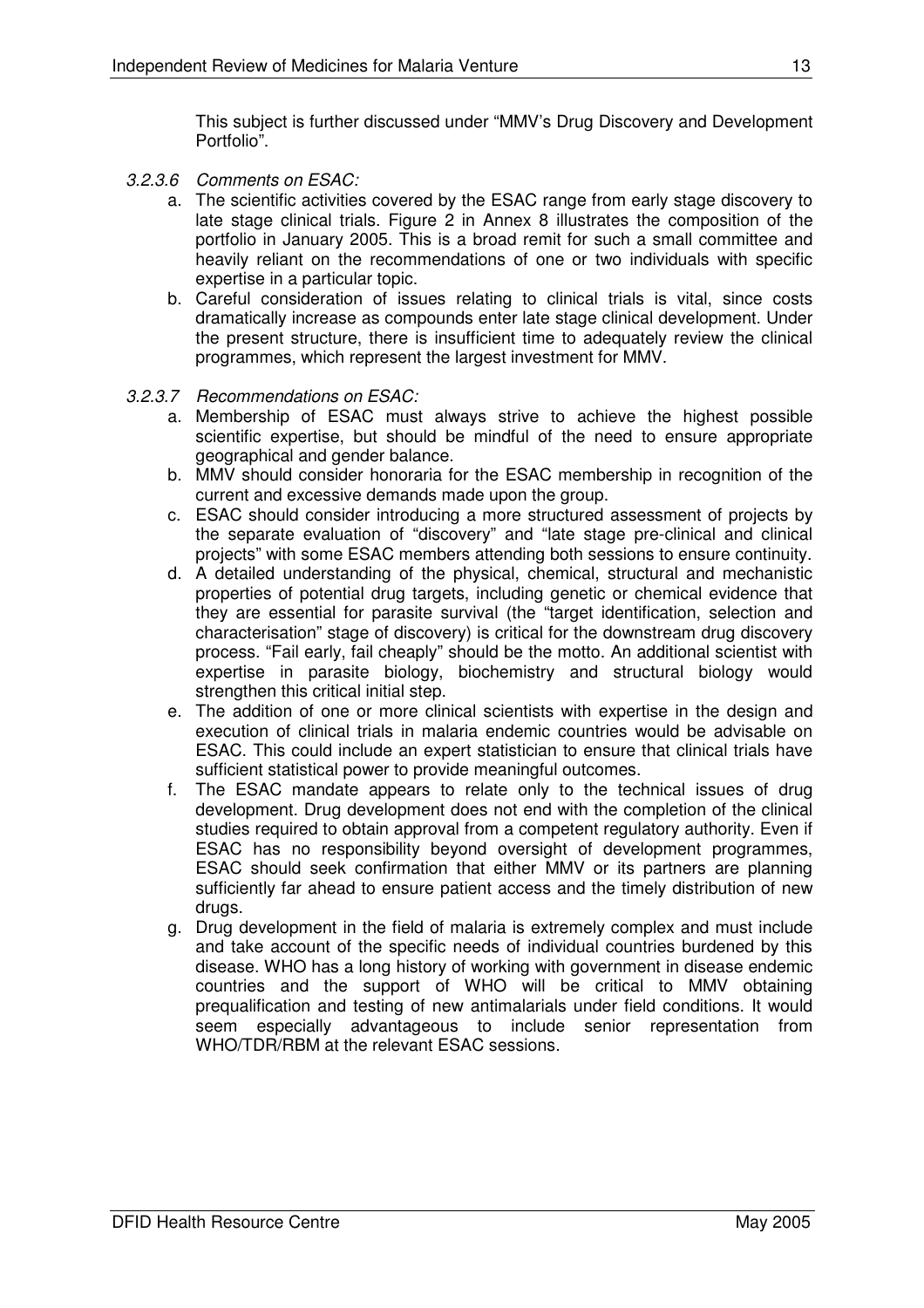This subject is further discussed under "MMV's Drug Discovery and Development Portfolio".

*3.2.3.6 Comments on ESAC:*

a. The scientific activities covered by the ESAC range from early stage discovery to late stage clinical trials. Figure 2 in Annex 8 illustrates the composition of the portfolio in January 2005. This is a broad remit for such a small committee and heavily reliant on the recommendations of one or two individuals with specific expertise in a particular topic.

b. Careful consideration of issues relating to clinical trials is vital, since costs dramatically increase as compounds enter late stage clinical development. Under the present structure, there is insufficient time to adequately review the clinical programmes, which represent the largest investment for MMV.

*3.2.3.7 Recommendations on ESAC:*

a. Membership of ESAC must always strive to achieve the highest possible scientific expertise, but should be mindful of the need to ensure appropriate geographical and gender balance.

b. MMV should consider honoraria for the ESAC membership in recognition of the current and excessive demands made upon the group.

c. ESAC should consider introducing a more structured assessment of projects by the separate evaluation of "discovery" and "late stage pre-clinical and clinical projects" with some ESAC members attending both sessions to ensure continuity.

d. A detailed understanding of the physical, chemical, structural and mechanistic properties of potential drug targets, including genetic or chemical evidence that they are essential for parasite survival (the "target identification, selection and characterisation" stage of discovery) is critical for the downstream drug discovery process. "Fail early, fail cheaply" should be the motto. An additional scientist with expertise in parasite biology, biochemistry and structural biology would strengthen this critical initial step.

e. The addition of one or more clinical scientists with expertise in the design and execution of clinical trials in malaria endemic countries would be advisable on ESAC. This could include an expert statistician to ensure that clinical trials have sufficient statistical power to provide meaningful outcomes.

f. The ESAC mandate appears to relate only to the technical issues of drug development. Drug development does not end with the completion of the clinical studies required to obtain approval from a competent regulatory authority. Even if ESAC has no responsibility beyond oversight of development programmes, ESAC should seek confirmation that either MMV or its partners are planning sufficiently far ahead to ensure patient access and the timely distribution of new drugs.

g. Drug development in the field of malaria is extremely complex and must include and take account of the specific needs of individual countries burdened by this disease. WHO has a long history of working with government in disease endemic countries and the support of WHO will be critical to MMV obtaining prequalification and testing of new antimalarials under field conditions. It would seem especially advantageous to include senior representation from WHO/TDR/RBM at the relevant ESAC sessions.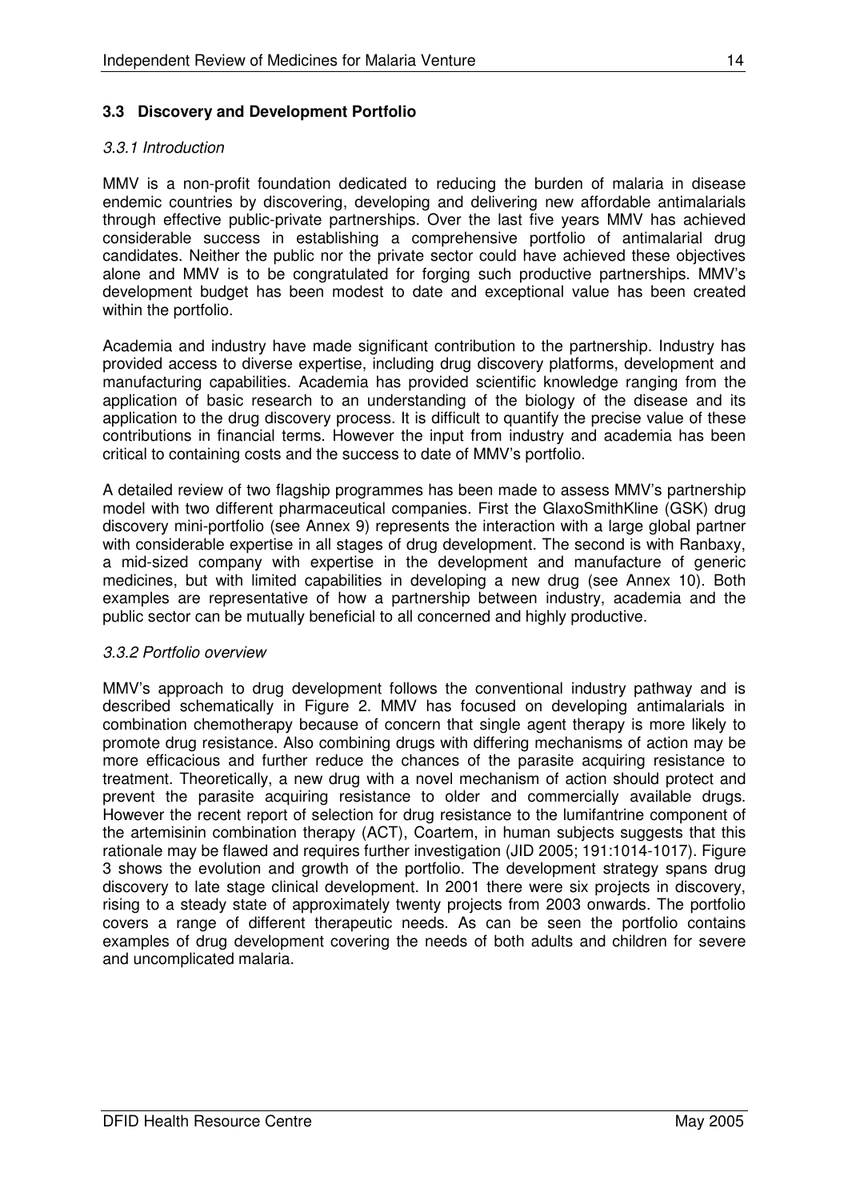### 3.3 Discovery and Development Portfolio

*3.3.1 Introduction*

MMV is a non-profit foundation dedicated to reducing the burden of malaria in disease endemic countries by discovering, developing and delivering new affordable antimalarials through effective public-private partnerships. Over the last five years MMV has achieved considerable success in establishing a comprehensive portfolio of antimalarial drug candidates. Neither the public nor the private sector could have achieved these objectives alone and MMV is to be congratulated for forging such productive partnerships. MMV's development budget has been modest to date and exceptional value has been created within the portfolio.

Academia and industry have made significant contribution to the partnership. Industry has provided access to diverse expertise, including drug discovery platforms, development and manufacturing capabilities. Academia has provided scientific knowledge ranging from the application of basic research to an understanding of the biology of the disease and its application to the drug discovery process. It is difficult to quantify the precise value of these contributions in financial terms. However the input from industry and academia has been critical to containing costs and the success to date of MMV's portfolio.

A detailed review of two flagship programmes has been made to assess MMV's partnership model with two different pharmaceutical companies. First the GlaxoSmithKline (GSK) drug discovery mini-portfolio (see Annex 9) represents the interaction with a large global partner with considerable expertise in all stages of drug development. The second is with Ranbaxy, a mid-sized company with expertise in the development and manufacture of generic medicines, but with limited capabilities in developing a new drug (see Annex 10). Both examples are representative of how a partnership between industry, academia and the public sector can be mutually beneficial to all concerned and highly productive.

*3.3.2 Portfolio overview*

MMV's approach to drug development follows the conventional industry pathway and is described schematically in Figure 2. MMV has focused on developing antimalarials in combination chemotherapy because of concern that single agent therapy is more likely to promote drug resistance. Also combining drugs with differing mechanisms of action may be more efficacious and further reduce the chances of the parasite acquiring resistance to treatment. Theoretically, a new drug with a novel mechanism of action should protect and prevent the parasite acquiring resistance to older and commercially available drugs. However the recent report of selection for drug resistance to the lumifantrine component of the artemisinin combination therapy (ACT), Coartem, in human subjects suggests that this rationale may be flawed and requires further investigation (JID 2005; 191:1014-1017). Figure 3 shows the evolution and growth of the portfolio. The development strategy spans drug discovery to late stage clinical development. In 2001 there were six projects in discovery, rising to a steady state of approximately twenty projects from 2003 onwards. The portfolio covers a range of different therapeutic needs. As can be seen the portfolio contains examples of drug development covering the needs of both adults and children for severe and uncomplicated malaria.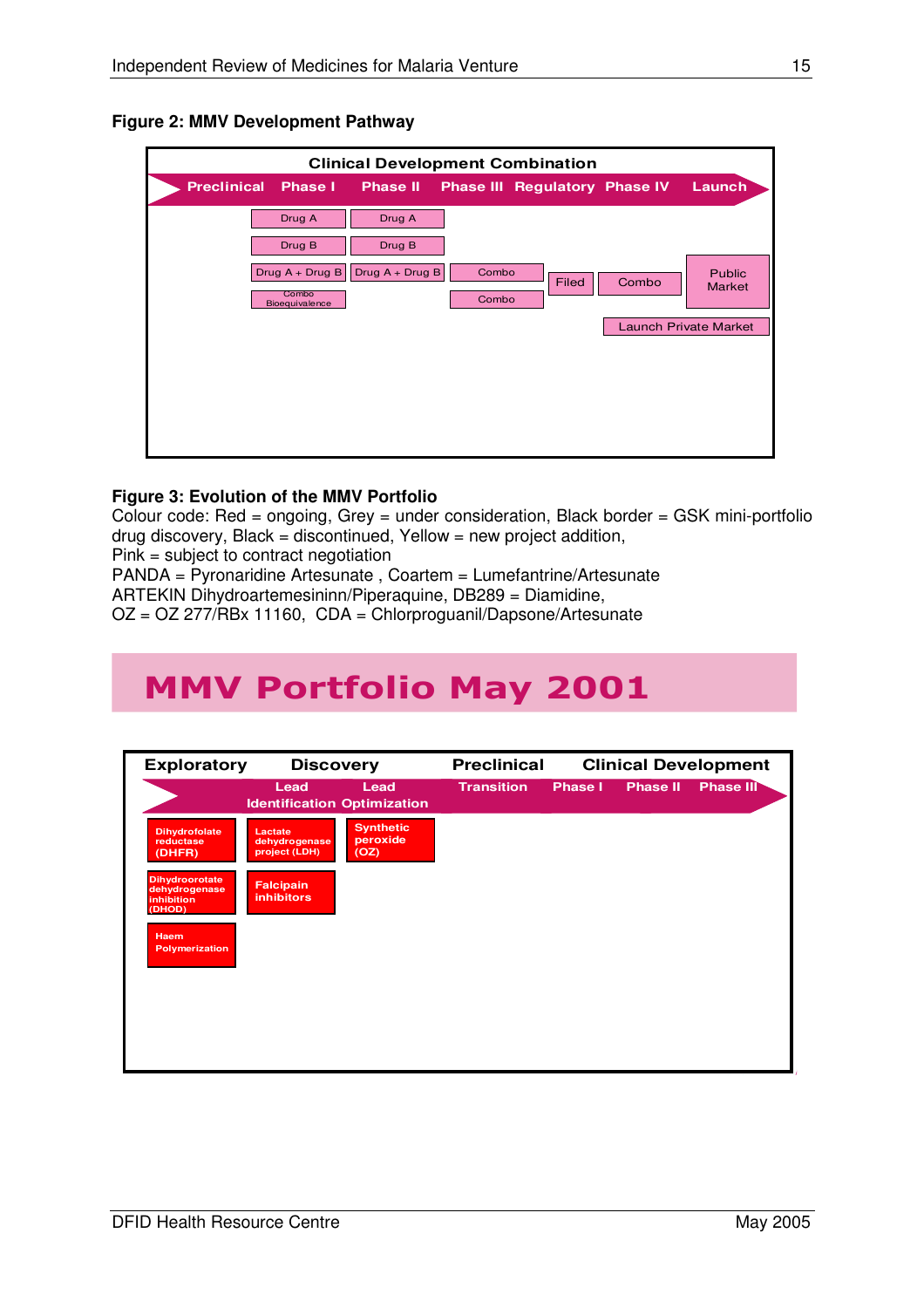**Figure 2: MMV Development Pathway**

| Clinical Development Combination | | | | | | |
|---|---|---|---|---|---|---|
| Preclinical | Phase I | Phase II | Phase III | Regulatory | Phase IV | Launch |
| | Drug A | Drug A | | | | |
| | Drug B | Drug B | | | | |
| | Drug A + Drug B | Drug A + Drug B | Combo | Filed | Combo | Public Market |
| | Combo Bioequivalence | | Combo | | | |
| | | | | | Launch Private Market | |

**Figure 3: Evolution of the MMV Portfolio**

Colour code: Red = ongoing, Grey = under consideration, Black border = GSK mini-portfolio drug discovery, Black = discontinued, Yellow = new project addition,
Pink = subject to contract negotiation
PANDA = Pyronaridine Artesunate , Coartem = Lumefantrine/Artesunate
ARTEKIN Dihydroartemesininn/Piperaquine, DB289 = Diamidine,
OZ = OZ 277/RBx 11160, CDA = Chlorproguanil/Dapsone/Artesunate

# MMV Portfolio May 2001

| Exploratory | Discovery | | Preclinical | Clinical Development | | |
|---|---|---|---|---|---|---|
| | Lead Identification | Lead Optimization | Transition | Phase I | Phase II | Phase III |
| Dihydrofolate reductase (DHFR) | Lactate dehydrogenase project (LDH) | Synthetic peroxide (OZ) | | | | |
| Dihydroorotate dehydrogenase inhibition (DHOD) | Falcipain inhibitors | | | | | |
| Haem Polymerization | | | | | | |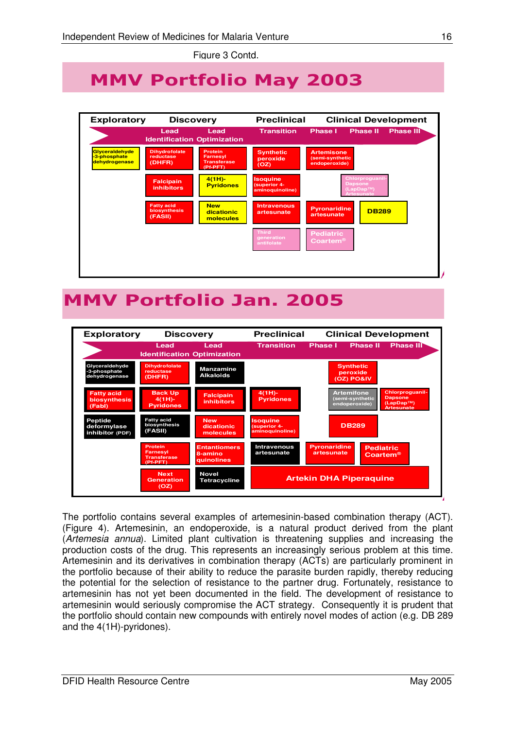Figure 3 Contd.

# MMV Portfolio May 2003

| Exploratory | Discovery: Lead Identification | Discovery: Lead Optimization | Preclinical: Transition | Clinical Development: Phase I | Clinical Development: Phase II | Clinical Development: Phase III |
|---|---|---|---|---|---|---|
| Glyceraldehyde-3-phosphate dehydrogenase | Dihydrofolate reductase (DHFR) | Protein Farnesyl Transferase (Pf-PFT) | Synthetic peroxide (OZ) | Artemisone (semi-synthetic endoperoxide) | | |
| | Falcipain inhibitors | 4(1H)-Pyridones | Isoquine (superior 4-aminoquinoline) | | Chlorproguanil-Dapsone (LapDap™) Artesunate | |
| | Fatty acid biosynthesis (FASII) | New dicationic molecules | Intravenous artesunate | Pyronaridine artesunate | DB289 | |
| | | | Third generation antifolate | Pediatric Coartem® | | |

# MMV Portfolio Jan. 2005

| Exploratory | Discovery: Lead Identification | Discovery: Lead Optimization | Preclinical: Transition | Clinical Development: Phase I | Clinical Development: Phase II | Clinical Development: Phase III |
|---|---|---|---|---|---|---|
| Glyceraldehyde-3-phosphate dehydrogenase | Dihydrofolate reductase (DHFR) | Manzamine Alkaloids | | | Synthetic peroxide (OZ) PO&IV | |
| Fatty acid biosynthesis (FabI) | Back Up 4(1H)-Pyridones | Falcipain inhibitors | 4(1H)-Pyridones | | Artemifone (semi-synthetic endoperoxide) | Chlorproguanil-Dapsone (LapDap™) Artesunate |
| Peptide deformylase inhibitor (PDF) | Fatty acid biosynthesis (FASII) | New dicationic molecules | Isoquine (superior 4-aminoquinoline) | | DB289 | |
| | Protein Farnesyl Transferase (Pf-PFT) | Entantiomers 8-amino quinolines | Intravenous artesunate | Pyronaridine artesunate | Pediatric Coartem® | |
| | Next Generation (OZ) | Novel Tetracycline | Artekin DHA Piperaquine | | | |

The portfolio contains several examples of artemesinin-based combination therapy (ACT). (Figure 4). Artemesinin, an endoperoxide, is a natural product derived from the plant (*Artemesia annua*). Limited plant cultivation is threatening supplies and increasing the production costs of the drug. This represents an increasingly serious problem at this time. Artemesinin and its derivatives in combination therapy (ACTs) are particularly prominent in the portfolio because of their ability to reduce the parasite burden rapidly, thereby reducing the potential for the selection of resistance to the partner drug. Fortunately, resistance to artemesinin has not yet been documented in the field. The development of resistance to artemesinin would seriously compromise the ACT strategy. Consequently it is prudent that the portfolio should contain new compounds with entirely novel modes of action (e.g. DB 289 and the 4(1H)-pyridones).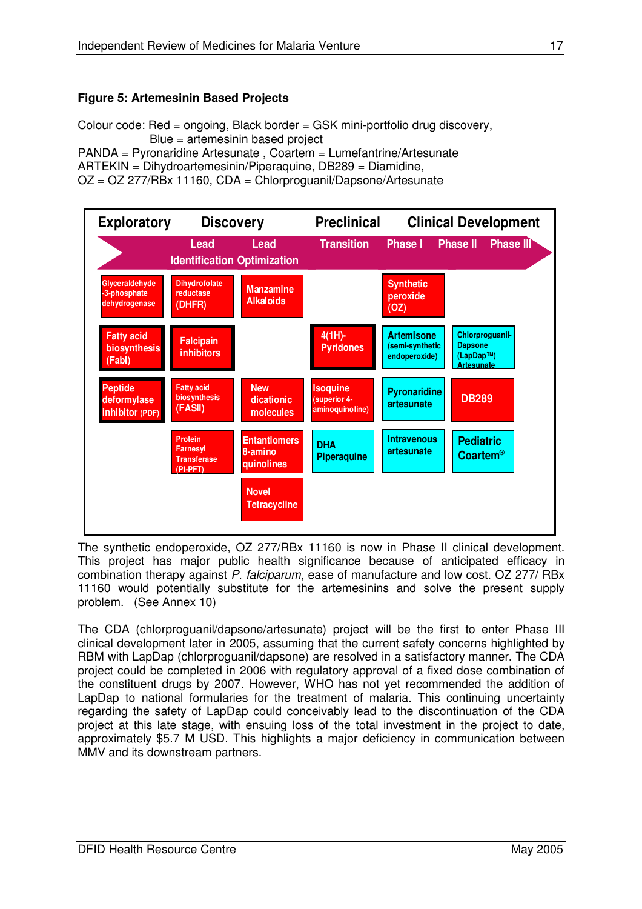**Figure 5: Artemesinin Based Projects**

Colour code: Red = ongoing, Black border = GSK mini-portfolio drug discovery,
Blue = artemesinin based project
PANDA = Pyronaridine Artesunate , Coartem = Lumefantrine/Artesunate
ARTEKIN = Dihydroartemesinin/Piperaquine, DB289 = Diamidine,
OZ = OZ 277/RBx 11160, CDA = Chlorproguanil/Dapsone/Artesunate

| Exploratory | Discovery | | Preclinical | Clinical Development | | |
|---|---|---|---|---|---|---|
| | Lead Identification | Lead Optimization | Transition | Phase I | Phase II | Phase III |
| Glyceraldehyde -3-phosphate dehydrogenase | Dihydrofolate reductase (DHFR) | Manzamine Alkaloids | | Synthetic peroxide (OZ) | | |
| Fatty acid biosynthesis (FabI) | Falcipain inhibitors | | 4(1H)-Pyridones | Artemisone (semi-synthetic endoperoxide) | Chlorproguanil-Dapsone (LapDap™) Artesunate | |
| Peptide deformylase inhibitor (PDF) | Fatty acid biosynthesis (FASII) | New dicationic molecules | Isoquine (superior 4-aminoquinoline) | Pyronaridine artesunate | DB289 | |
| | Protein Farnesyl Transferase (Pf-PFT) | Entantiomers 8-amino quinolines | DHA Piperaquine | Intravenous artesunate | Pediatric Coartem® | |
| | | Novel Tetracycline | | | | |

The synthetic endoperoxide, OZ 277/RBx 11160 is now in Phase II clinical development. This project has major public health significance because of anticipated efficacy in combination therapy against *P. falciparum*, ease of manufacture and low cost. OZ 277/ RBx 11160 would potentially substitute for the artemesinins and solve the present supply problem. (See Annex 10)

The CDA (chlorproguanil/dapsone/artesunate) project will be the first to enter Phase III clinical development later in 2005, assuming that the current safety concerns highlighted by RBM with LapDap (chlorproguanil/dapsone) are resolved in a satisfactory manner. The CDA project could be completed in 2006 with regulatory approval of a fixed dose combination of the constituent drugs by 2007. However, WHO has not yet recommended the addition of LapDap to national formularies for the treatment of malaria. This continuing uncertainty regarding the safety of LapDap could conceivably lead to the discontinuation of the CDA project at this late stage, with ensuing loss of the total investment in the project to date, approximately $5.7 M USD. This highlights a major deficiency in communication between MMV and its downstream partners.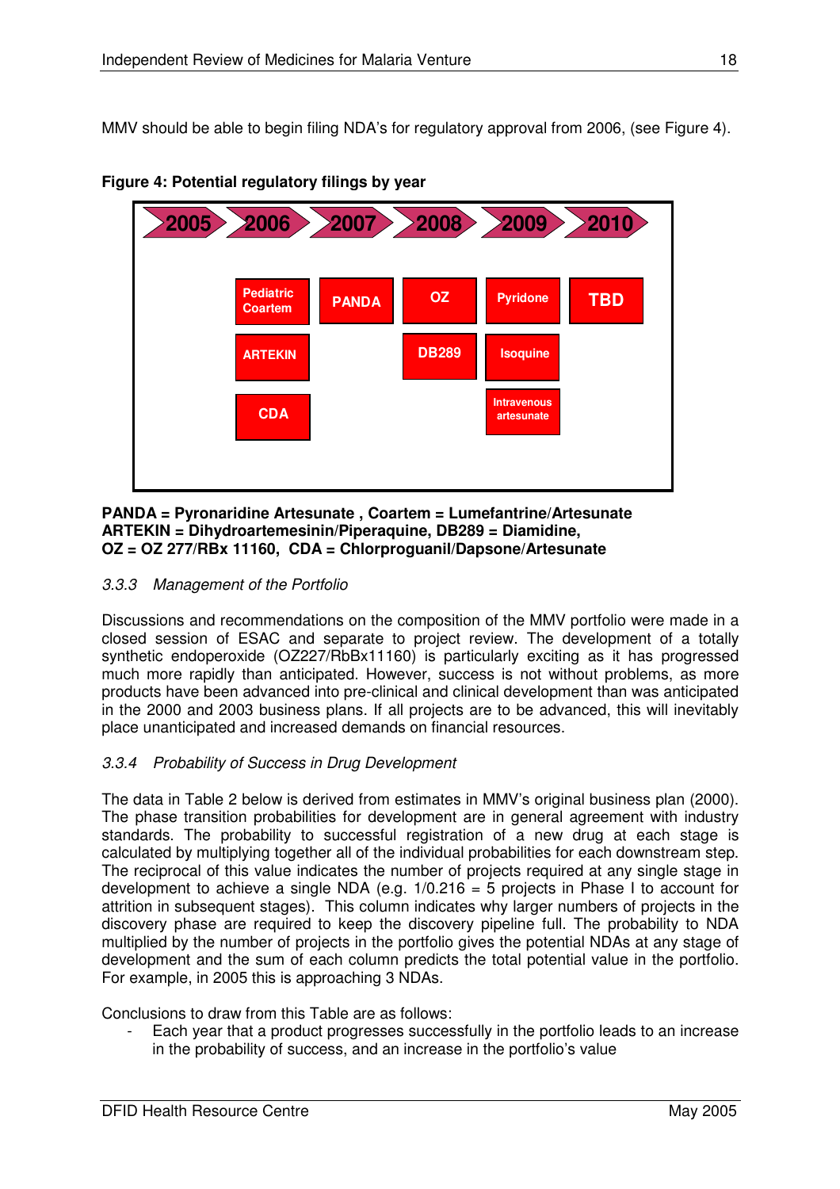MMV should be able to begin filing NDA's for regulatory approval from 2006, (see Figure 4).

**Figure 4: Potential regulatory filings by year**

| 2005 | 2006 | 2007 | 2008 | 2009 | 2010 |
|---|---|---|---|---|---|
| | Pediatric Coartem | PANDA | OZ | Pyridone | TBD |
| | ARTEKIN | | DB289 | Isoquine | |
| | CDA | | | Intravenous artesunate | |

**PANDA = Pyronaridine Artesunate , Coartem = Lumefantrine/Artesunate**
**ARTEKIN = Dihydroartemesinin/Piperaquine, DB289 = Diamidine,**
**OZ = OZ 277/RBx 11160, CDA = Chlorproguanil/Dapsone/Artesunate**

### *3.3.3 Management of the Portfolio*

Discussions and recommendations on the composition of the MMV portfolio were made in a closed session of ESAC and separate to project review. The development of a totally synthetic endoperoxide (OZ227/RbBx11160) is particularly exciting as it has progressed much more rapidly than anticipated. However, success is not without problems, as more products have been advanced into pre-clinical and clinical development than was anticipated in the 2000 and 2003 business plans. If all projects are to be advanced, this will inevitably place unanticipated and increased demands on financial resources.

### *3.3.4 Probability of Success in Drug Development*

The data in Table 2 below is derived from estimates in MMV's original business plan (2000). The phase transition probabilities for development are in general agreement with industry standards. The probability to successful registration of a new drug at each stage is calculated by multiplying together all of the individual probabilities for each downstream step. The reciprocal of this value indicates the number of projects required at any single stage in development to achieve a single NDA (e.g. 1/0.216 = 5 projects in Phase I to account for attrition in subsequent stages). This column indicates why larger numbers of projects in the discovery phase are required to keep the discovery pipeline full. The probability to NDA multiplied by the number of projects in the portfolio gives the potential NDAs at any stage of development and the sum of each column predicts the total potential value in the portfolio. For example, in 2005 this is approaching 3 NDAs.

Conclusions to draw from this Table are as follows:

- Each year that a product progresses successfully in the portfolio leads to an increase in the probability of success, and an increase in the portfolio's value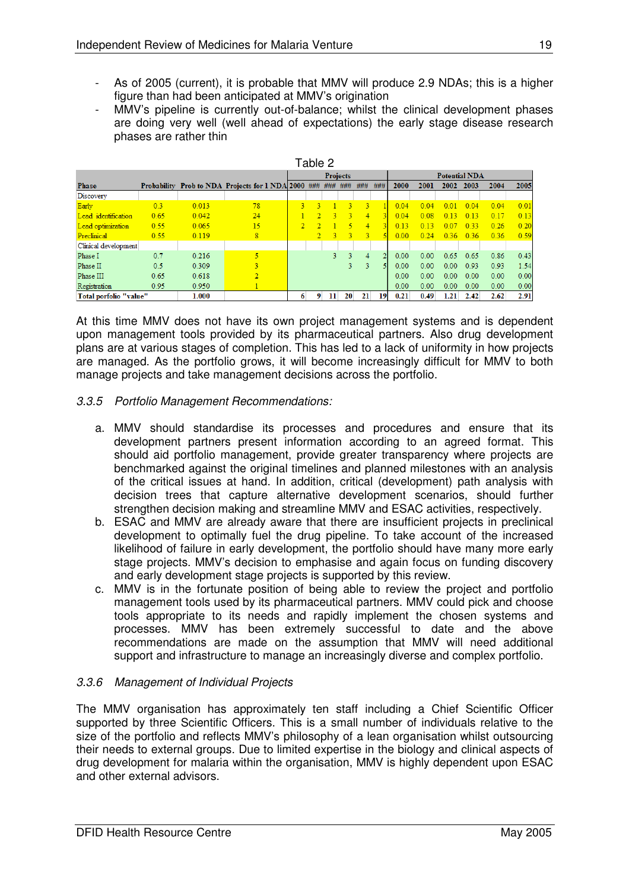- As of 2005 (current), it is probable that MMV will produce 2.9 NDAs; this is a higher figure than had been anticipated at MMV's origination
- MMV's pipeline is currently out-of-balance; whilst the clinical development phases are doing very well (well ahead of expectations) the early stage disease research phases are rather thin

Table 2

| Phase | Probability | Prob to NDA | Projects for 1 NDA | Projects | | | | | | Potential NDA | | | | | |
|---|---|---|---|---|---|---|---|---|---|---|---|---|---|---|---|
| | | | | 2000 | ### | ### | ### | ### | ### | 2000 | 2001 | 2002 | 2003 | 2004 | 2005 |
| Discovery | | | | | | | | | | | | | | | |
| Early | 0.3 | 0.013 | 78 | 3 | 3 | 1 | 3 | 3 | 1 | 0.04 | 0.04 | 0.01 | 0.04 | 0.04 | 0.01 |
| Lead identification | 0.65 | 0.042 | 24 | 1 | 2 | 3 | 3 | 4 | 3 | 0.04 | 0.08 | 0.13 | 0.13 | 0.17 | 0.13 |
| Lead optimization | 0.55 | 0.065 | 15 | 2 | 2 | 1 | 5 | 4 | 3 | 0.13 | 0.13 | 0.07 | 0.33 | 0.26 | 0.20 |
| Preclinical | 0.55 | 0.119 | 8 | | 2 | 3 | 3 | 3 | 5 | 0.00 | 0.24 | 0.36 | 0.36 | 0.36 | 0.59 |
| Clinical development | | | | | | | | | | | | | | | |
| Phase I | 0.7 | 0.216 | 5 | | | 3 | 3 | 4 | 2 | 0.00 | 0.00 | 0.65 | 0.65 | 0.86 | 0.43 |
| Phase II | 0.5 | 0.309 | 3 | | | | 3 | 3 | 5 | 0.00 | 0.00 | 0.00 | 0.93 | 0.93 | 1.54 |
| Phase III | 0.65 | 0.618 | 2 | | | | | | | 0.00 | 0.00 | 0.00 | 0.00 | 0.00 | 0.00 |
| Registration | 0.95 | 0.950 | 1 | | | | | | | 0.00 | 0.00 | 0.00 | 0.00 | 0.00 | 0.00 |
| **Total porfolio "value"** | | **1.000** | | **6** | **9** | **11** | **20** | **21** | **19** | **0.21** | **0.49** | **1.21** | **2.42** | **2.62** | **2.91** |

At this time MMV does not have its own project management systems and is dependent upon management tools provided by its pharmaceutical partners. Also drug development plans are at various stages of completion. This has led to a lack of uniformity in how projects are managed. As the portfolio grows, it will become increasingly difficult for MMV to both manage projects and take management decisions across the portfolio.

### *3.3.5 Portfolio Management Recommendations:*

a. MMV should standardise its processes and procedures and ensure that its development partners present information according to an agreed format. This should aid portfolio management, provide greater transparency where projects are benchmarked against the original timelines and planned milestones with an analysis of the critical issues at hand. In addition, critical (development) path analysis with decision trees that capture alternative development scenarios, should further strengthen decision making and streamline MMV and ESAC activities, respectively.
b. ESAC and MMV are already aware that there are insufficient projects in preclinical development to optimally fuel the drug pipeline. To take account of the increased likelihood of failure in early development, the portfolio should have many more early stage projects. MMV's decision to emphasise and again focus on funding discovery and early development stage projects is supported by this review.
c. MMV is in the fortunate position of being able to review the project and portfolio management tools used by its pharmaceutical partners. MMV could pick and choose tools appropriate to its needs and rapidly implement the chosen systems and processes. MMV has been extremely successful to date and the above recommendations are made on the assumption that MMV will need additional support and infrastructure to manage an increasingly diverse and complex portfolio.

### *3.3.6 Management of Individual Projects*

The MMV organisation has approximately ten staff including a Chief Scientific Officer supported by three Scientific Officers. This is a small number of individuals relative to the size of the portfolio and reflects MMV's philosophy of a lean organisation whilst outsourcing their needs to external groups. Due to limited expertise in the biology and clinical aspects of drug development for malaria within the organisation, MMV is highly dependent upon ESAC and other external advisors.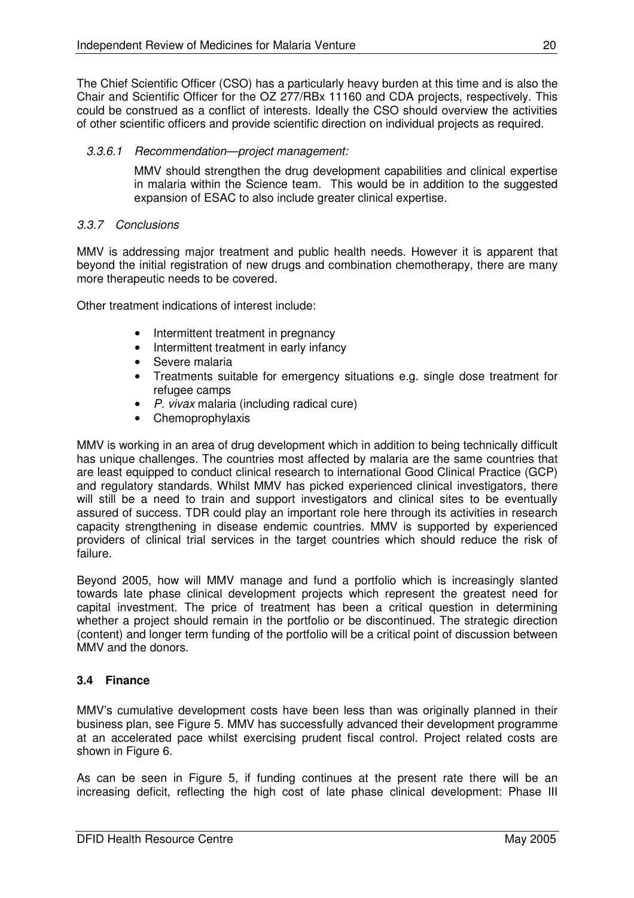The Chief Scientific Officer (CSO) has a particularly heavy burden at this time and is also the Chair and Scientific Officer for the OZ 277/RBx 11160 and CDA projects, respectively. This could be construed as a conflict of interests. Ideally the CSO should overview the activities of other scientific officers and provide scientific direction on individual projects as required.

#### *3.3.6.1 Recommendation—project management:*

MMV should strengthen the drug development capabilities and clinical expertise in malaria within the Science team. This would be in addition to the suggested expansion of ESAC to also include greater clinical expertise.

### *3.3.7 Conclusions*

MMV is addressing major treatment and public health needs. However it is apparent that beyond the initial registration of new drugs and combination chemotherapy, there are many more therapeutic needs to be covered.

Other treatment indications of interest include:

- Intermittent treatment in pregnancy
- Intermittent treatment in early infancy
- Severe malaria
- Treatments suitable for emergency situations e.g. single dose treatment for refugee camps
- *P. vivax* malaria (including radical cure)
- Chemoprophylaxis

MMV is working in an area of drug development which in addition to being technically difficult has unique challenges. The countries most affected by malaria are the same countries that are least equipped to conduct clinical research to international Good Clinical Practice (GCP) and regulatory standards. Whilst MMV has picked experienced clinical investigators, there will still be a need to train and support investigators and clinical sites to be eventually assured of success. TDR could play an important role here through its activities in research capacity strengthening in disease endemic countries. MMV is supported by experienced providers of clinical trial services in the target countries which should reduce the risk of failure.

Beyond 2005, how will MMV manage and fund a portfolio which is increasingly slanted towards late phase clinical development projects which represent the greatest need for capital investment. The price of treatment has been a critical question in determining whether a project should remain in the portfolio or be discontinued. The strategic direction (content) and longer term funding of the portfolio will be a critical point of discussion between MMV and the donors.

## **3.4 Finance**

MMV's cumulative development costs have been less than was originally planned in their business plan, see Figure 5. MMV has successfully advanced their development programme at an accelerated pace whilst exercising prudent fiscal control. Project related costs are shown in Figure 6.

As can be seen in Figure 5, if funding continues at the present rate there will be an increasing deficit, reflecting the high cost of late phase clinical development: Phase III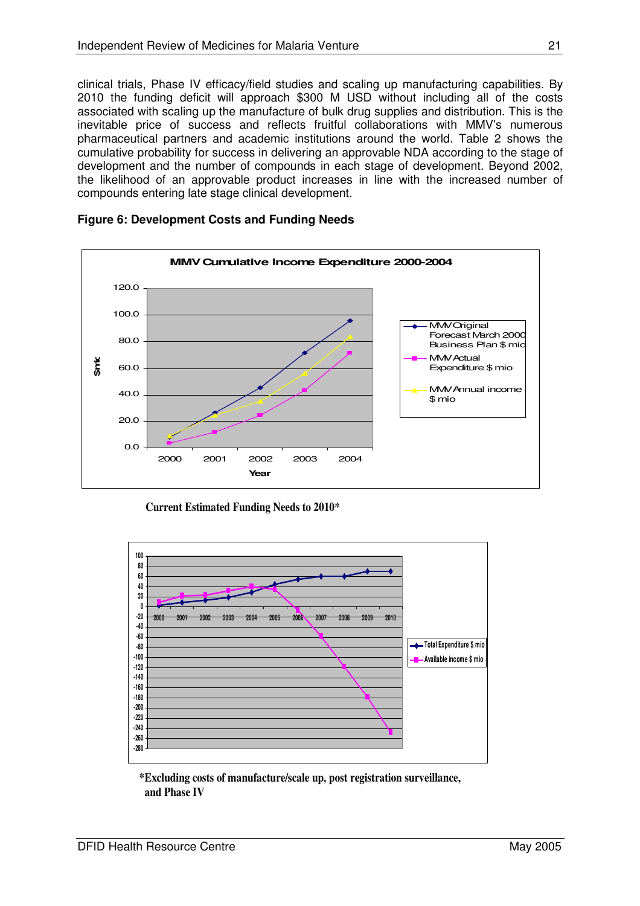clinical trials, Phase IV efficacy/field studies and scaling up manufacturing capabilities. By 2010 the funding deficit will approach $300 M USD without including all of the costs associated with scaling up the manufacture of bulk drug supplies and distribution. This is the inevitable price of success and reflects fruitful collaborations with MMV's numerous pharmaceutical partners and academic institutions around the world. Table 2 shows the cumulative probability for success in delivering an approvable NDA according to the stage of development and the number of compounds in each stage of development. Beyond 2002, the likelihood of an approvable product increases in line with the increased number of compounds entering late stage clinical development.

**Figure 6: Development Costs and Funding Needs**

MMV Cumulative Income Expenditure 2000-2004

**Current Estimated Funding Needs to 2010***

***Excluding costs of manufacture/scale up, post registration surveillance, and Phase IV**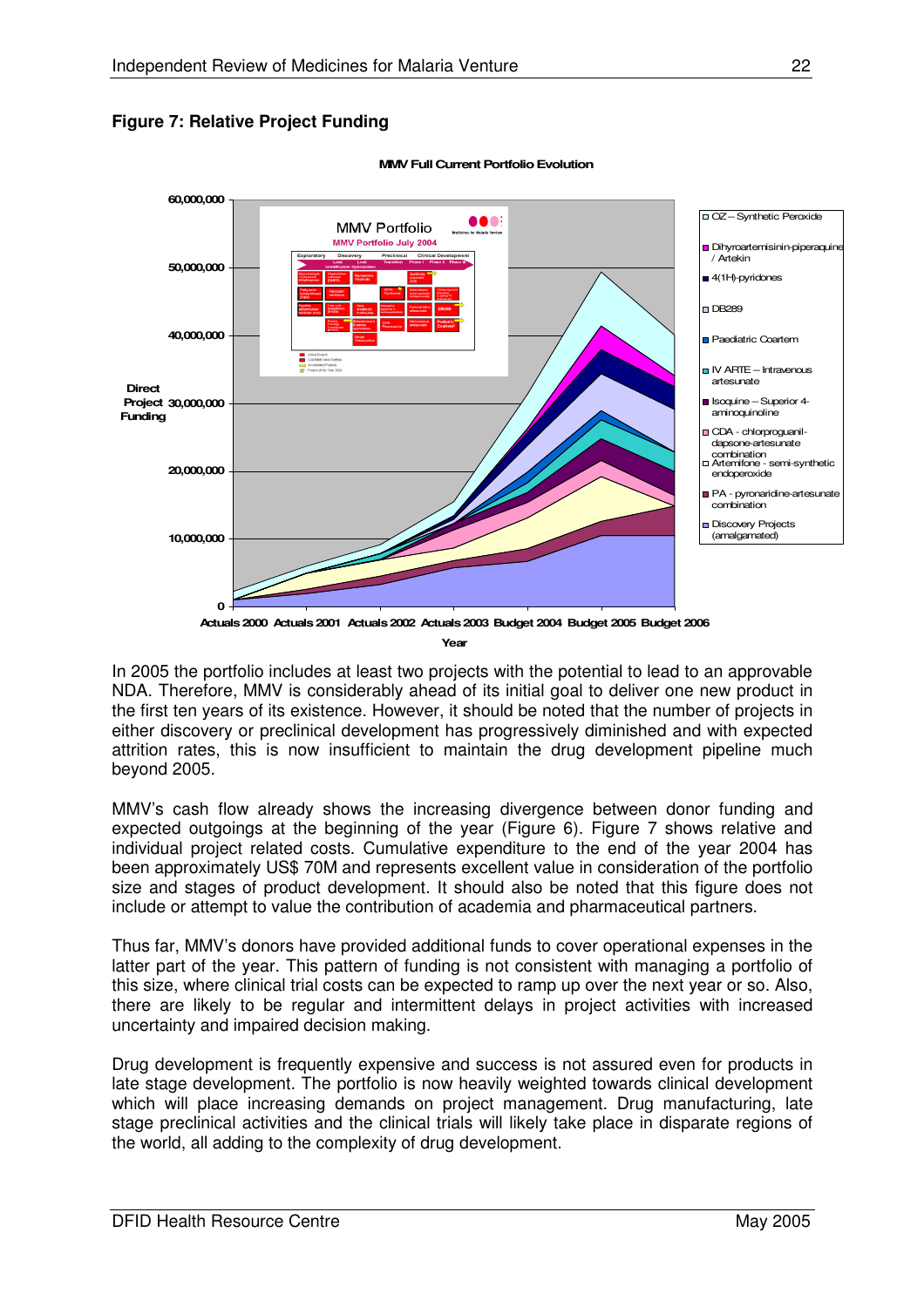**Figure 7: Relative Project Funding**

In 2005 the portfolio includes at least two projects with the potential to lead to an approvable NDA. Therefore, MMV is considerably ahead of its initial goal to deliver one new product in the first ten years of its existence. However, it should be noted that the number of projects in either discovery or preclinical development has progressively diminished and with expected attrition rates, this is now insufficient to maintain the drug development pipeline much beyond 2005.

MMV's cash flow already shows the increasing divergence between donor funding and expected outgoings at the beginning of the year (Figure 6). Figure 7 shows relative and individual project related costs. Cumulative expenditure to the end of the year 2004 has been approximately US$ 70M and represents excellent value in consideration of the portfolio size and stages of product development. It should also be noted that this figure does not include or attempt to value the contribution of academia and pharmaceutical partners.

Thus far, MMV's donors have provided additional funds to cover operational expenses in the latter part of the year. This pattern of funding is not consistent with managing a portfolio of this size, where clinical trial costs can be expected to ramp up over the next year or so. Also, there are likely to be regular and intermittent delays in project activities with increased uncertainty and impaired decision making.

Drug development is frequently expensive and success is not assured even for products in late stage development. The portfolio is now heavily weighted towards clinical development which will place increasing demands on project management. Drug manufacturing, late stage preclinical activities and the clinical trials will likely take place in disparate regions of the world, all adding to the complexity of drug development.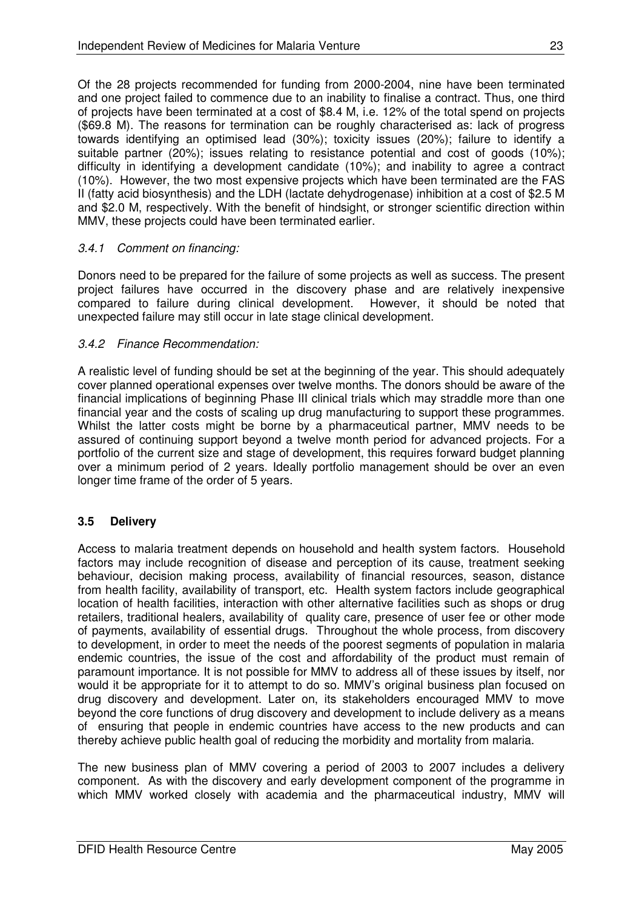Of the 28 projects recommended for funding from 2000-2004, nine have been terminated and one project failed to commence due to an inability to finalise a contract. Thus, one third of projects have been terminated at a cost of \$8.4 M, i.e. 12% of the total spend on projects (\$69.8 M). The reasons for termination can be roughly characterised as: lack of progress towards identifying an optimised lead (30%); toxicity issues (20%); failure to identify a suitable partner (20%); issues relating to resistance potential and cost of goods (10%); difficulty in identifying a development candidate (10%); and inability to agree a contract (10%). However, the two most expensive projects which have been terminated are the FAS II (fatty acid biosynthesis) and the LDH (lactate dehydrogenase) inhibition at a cost of \$2.5 M and \$2.0 M, respectively. With the benefit of hindsight, or stronger scientific direction within MMV, these projects could have been terminated earlier.

#### *3.4.1 Comment on financing:*

Donors need to be prepared for the failure of some projects as well as success. The present project failures have occurred in the discovery phase and are relatively inexpensive compared to failure during clinical development. However, it should be noted that unexpected failure may still occur in late stage clinical development.

#### *3.4.2 Finance Recommendation:*

A realistic level of funding should be set at the beginning of the year. This should adequately cover planned operational expenses over twelve months. The donors should be aware of the financial implications of beginning Phase III clinical trials which may straddle more than one financial year and the costs of scaling up drug manufacturing to support these programmes. Whilst the latter costs might be borne by a pharmaceutical partner, MMV needs to be assured of continuing support beyond a twelve month period for advanced projects. For a portfolio of the current size and stage of development, this requires forward budget planning over a minimum period of 2 years. Ideally portfolio management should be over an even longer time frame of the order of 5 years.

### 3.5 Delivery

Access to malaria treatment depends on household and health system factors. Household factors may include recognition of disease and perception of its cause, treatment seeking behaviour, decision making process, availability of financial resources, season, distance from health facility, availability of transport, etc. Health system factors include geographical location of health facilities, interaction with other alternative facilities such as shops or drug retailers, traditional healers, availability of quality care, presence of user fee or other mode of payments, availability of essential drugs. Throughout the whole process, from discovery to development, in order to meet the needs of the poorest segments of population in malaria endemic countries, the issue of the cost and affordability of the product must remain of paramount importance. It is not possible for MMV to address all of these issues by itself, nor would it be appropriate for it to attempt to do so. MMV's original business plan focused on drug discovery and development. Later on, its stakeholders encouraged MMV to move beyond the core functions of drug discovery and development to include delivery as a means of ensuring that people in endemic countries have access to the new products and can thereby achieve public health goal of reducing the morbidity and mortality from malaria.

The new business plan of MMV covering a period of 2003 to 2007 includes a delivery component. As with the discovery and early development component of the programme in which MMV worked closely with academia and the pharmaceutical industry, MMV will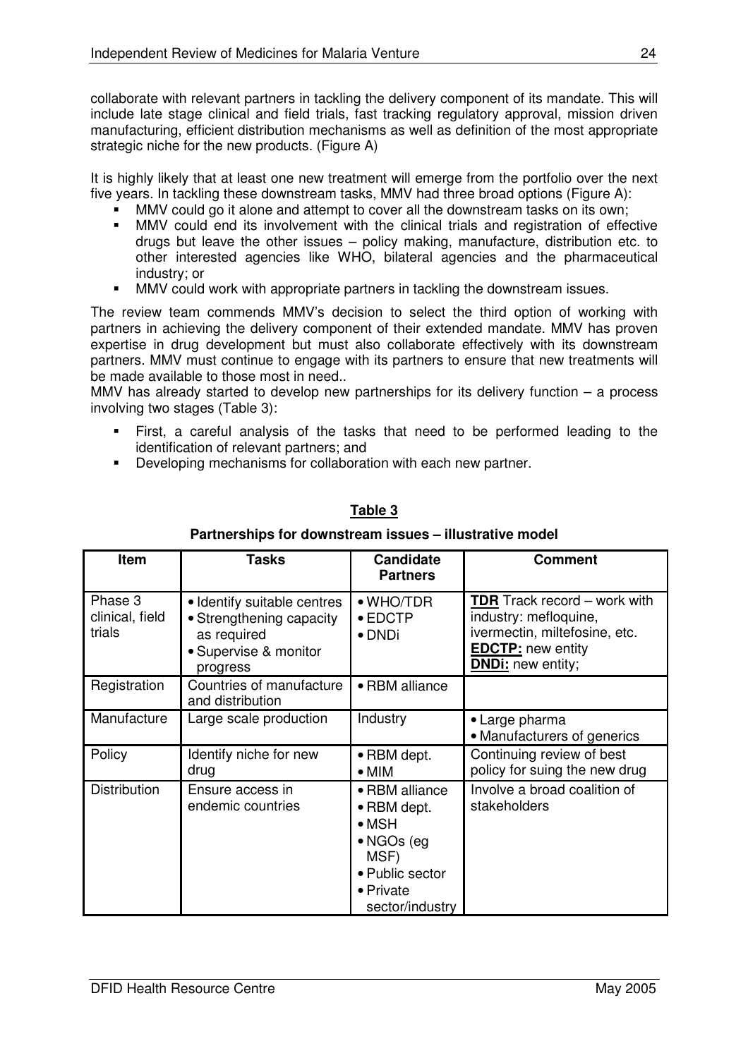collaborate with relevant partners in tackling the delivery component of its mandate. This will include late stage clinical and field trials, fast tracking regulatory approval, mission driven manufacturing, efficient distribution mechanisms as well as definition of the most appropriate strategic niche for the new products. (Figure A)

It is highly likely that at least one new treatment will emerge from the portfolio over the next five years. In tackling these downstream tasks, MMV had three broad options (Figure A):

- MMV could go it alone and attempt to cover all the downstream tasks on its own;
- MMV could end its involvement with the clinical trials and registration of effective drugs but leave the other issues – policy making, manufacture, distribution etc. to other interested agencies like WHO, bilateral agencies and the pharmaceutical industry; or
- MMV could work with appropriate partners in tackling the downstream issues.

The review team commends MMV's decision to select the third option of working with partners in achieving the delivery component of their extended mandate. MMV has proven expertise in drug development but must also collaborate effectively with its downstream partners. MMV must continue to engage with its partners to ensure that new treatments will be made available to those most in need..

MMV has already started to develop new partnerships for its delivery function – a process involving two stages (Table 3):

- First, a careful analysis of the tasks that need to be performed leading to the identification of relevant partners; and
- Developing mechanisms for collaboration with each new partner.

**Table 3**

**Partnerships for downstream issues – illustrative model**

| Item | Tasks | Candidate Partners | Comment |
|---|---|---|---|
| Phase 3 clinical, field trials | • Identify suitable centres<br>• Strengthening capacity as required<br>• Supervise & monitor progress | • WHO/TDR<br>• EDCTP<br>• DNDi | **TDR** Track record – work with industry: mefloquine, ivermectin, miltefosine, etc.<br>**EDCTP:** new entity<br>**DNDi:** new entity; |
| Registration | Countries of manufacture and distribution | • RBM alliance | |
| Manufacture | Large scale production | Industry | • Large pharma<br>• Manufacturers of generics |
| Policy | Identify niche for new drug | • RBM dept.<br>• MIM | Continuing review of best policy for suing the new drug |
| Distribution | Ensure access in endemic countries | • RBM alliance<br>• RBM dept.<br>• MSH<br>• NGOs (eg MSF)<br>• Public sector<br>• Private sector/industry | Involve a broad coalition of stakeholders |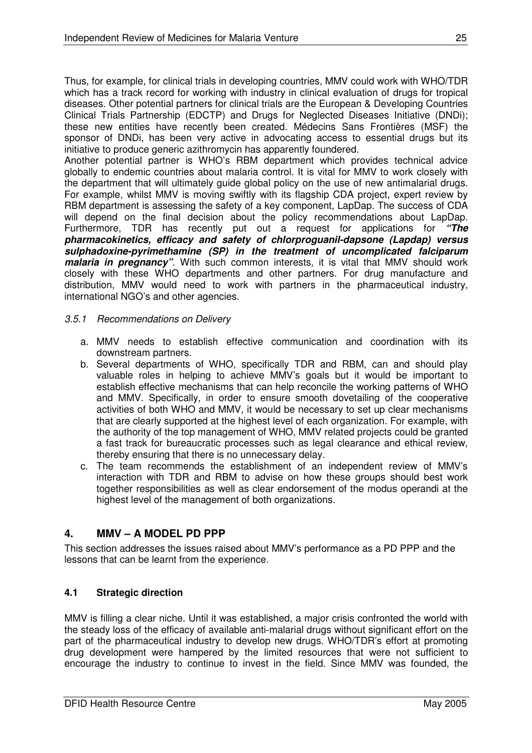Thus, for example, for clinical trials in developing countries, MMV could work with WHO/TDR which has a track record for working with industry in clinical evaluation of drugs for tropical diseases. Other potential partners for clinical trials are the European & Developing Countries Clinical Trials Partnership (EDCTP) and Drugs for Neglected Diseases Initiative (DNDi); these new entities have recently been created. Médecins Sans Frontières (MSF) the sponsor of DNDi, has been very active in advocating access to essential drugs but its initiative to produce generic azithromycin has apparently foundered.

Another potential partner is WHO's RBM department which provides technical advice globally to endemic countries about malaria control. It is vital for MMV to work closely with the department that will ultimately guide global policy on the use of new antimalarial drugs. For example, whilst MMV is moving swiftly with its flagship CDA project, expert review by RBM department is assessing the safety of a key component, LapDap. The success of CDA will depend on the final decision about the policy recommendations about LapDap. Furthermore, TDR has recently put out a request for applications for ***"The pharmacokinetics, efficacy and safety of chlorproguanil-dapsone (Lapdap) versus sulphadoxine-pyrimethamine (SP) in the treatment of uncomplicated falciparum malaria in pregnancy"***. With such common interests, it is vital that MMV should work closely with these WHO departments and other partners. For drug manufacture and distribution, MMV would need to work with partners in the pharmaceutical industry, international NGO's and other agencies.

*3.5.1 Recommendations on Delivery*

a. MMV needs to establish effective communication and coordination with its downstream partners.
b. Several departments of WHO, specifically TDR and RBM, can and should play valuable roles in helping to achieve MMV's goals but it would be important to establish effective mechanisms that can help reconcile the working patterns of WHO and MMV. Specifically, in order to ensure smooth dovetailing of the cooperative activities of both WHO and MMV, it would be necessary to set up clear mechanisms that are clearly supported at the highest level of each organization. For example, with the authority of the top management of WHO, MMV related projects could be granted a fast track for bureaucratic processes such as legal clearance and ethical review, thereby ensuring that there is no unnecessary delay.
c. The team recommends the establishment of an independent review of MMV's interaction with TDR and RBM to advise on how these groups should best work together responsibilities as well as clear endorsement of the modus operandi at the highest level of the management of both organizations.

## 4. MMV – A MODEL PD PPP

This section addresses the issues raised about MMV's performance as a PD PPP and the lessons that can be learnt from the experience.

### 4.1 Strategic direction

MMV is filling a clear niche. Until it was established, a major crisis confronted the world with the steady loss of the efficacy of available anti-malarial drugs without significant effort on the part of the pharmaceutical industry to develop new drugs. WHO/TDR's effort at promoting drug development were hampered by the limited resources that were not sufficient to encourage the industry to continue to invest in the field. Since MMV was founded, the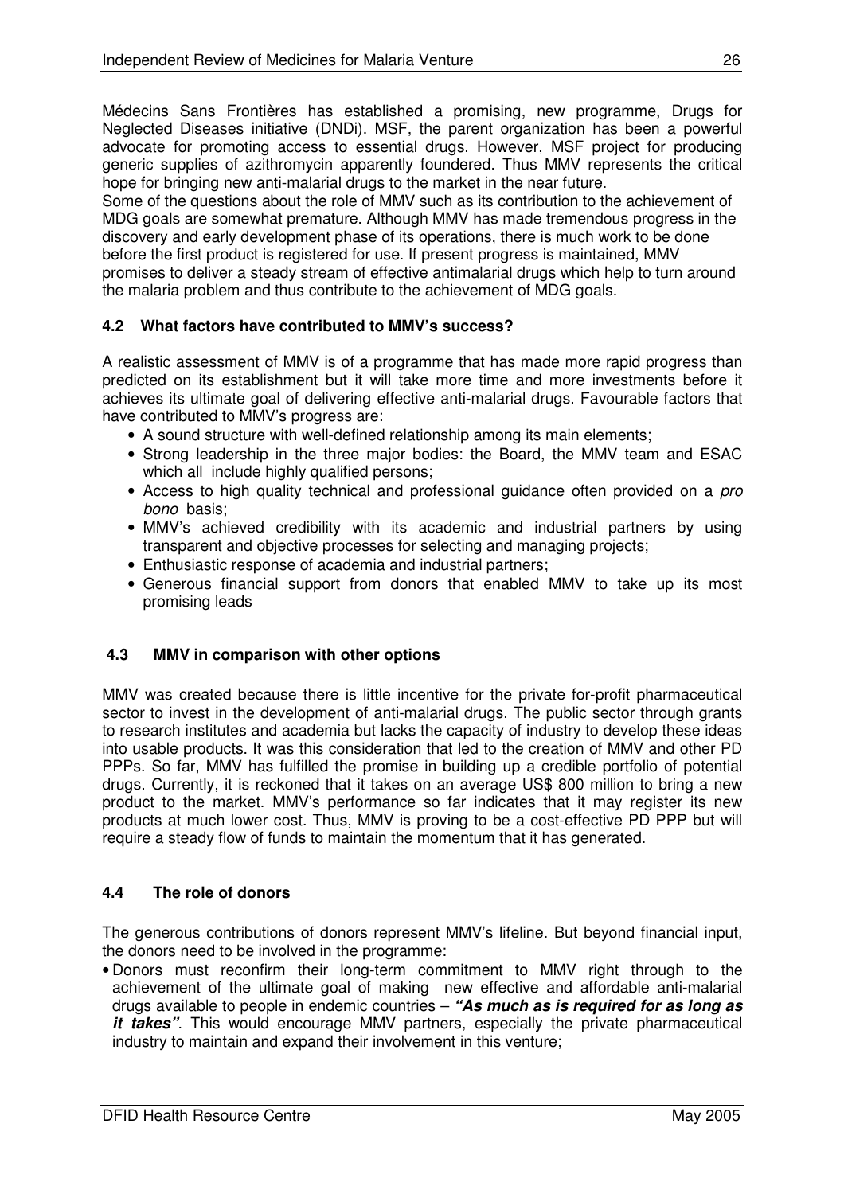Médecins Sans Frontières has established a promising, new programme, Drugs for Neglected Diseases initiative (DNDi). MSF, the parent organization has been a powerful advocate for promoting access to essential drugs. However, MSF project for producing generic supplies of azithromycin apparently foundered. Thus MMV represents the critical hope for bringing new anti-malarial drugs to the market in the near future.

Some of the questions about the role of MMV such as its contribution to the achievement of MDG goals are somewhat premature. Although MMV has made tremendous progress in the discovery and early development phase of its operations, there is much work to be done before the first product is registered for use. If present progress is maintained, MMV promises to deliver a steady stream of effective antimalarial drugs which help to turn around the malaria problem and thus contribute to the achievement of MDG goals.

### 4.2 What factors have contributed to MMV's success?

A realistic assessment of MMV is of a programme that has made more rapid progress than predicted on its establishment but it will take more time and more investments before it achieves its ultimate goal of delivering effective anti-malarial drugs. Favourable factors that have contributed to MMV's progress are:

- A sound structure with well-defined relationship among its main elements;
- Strong leadership in the three major bodies: the Board, the MMV team and ESAC which all include highly qualified persons;
- Access to high quality technical and professional guidance often provided on a *pro bono* basis;
- MMV's achieved credibility with its academic and industrial partners by using transparent and objective processes for selecting and managing projects;
- Enthusiastic response of academia and industrial partners;
- Generous financial support from donors that enabled MMV to take up its most promising leads

### 4.3 MMV in comparison with other options

MMV was created because there is little incentive for the private for-profit pharmaceutical sector to invest in the development of anti-malarial drugs. The public sector through grants to research institutes and academia but lacks the capacity of industry to develop these ideas into usable products. It was this consideration that led to the creation of MMV and other PD PPPs. So far, MMV has fulfilled the promise in building up a credible portfolio of potential drugs. Currently, it is reckoned that it takes on an average US$ 800 million to bring a new product to the market. MMV's performance so far indicates that it may register its new products at much lower cost. Thus, MMV is proving to be a cost-effective PD PPP but will require a steady flow of funds to maintain the momentum that it has generated.

### 4.4 The role of donors

The generous contributions of donors represent MMV's lifeline. But beyond financial input, the donors need to be involved in the programme:

- Donors must reconfirm their long-term commitment to MMV right through to the achievement of the ultimate goal of making new effective and affordable anti-malarial drugs available to people in endemic countries – ***"As much as is required for as long as it takes"***. This would encourage MMV partners, especially the private pharmaceutical industry to maintain and expand their involvement in this venture;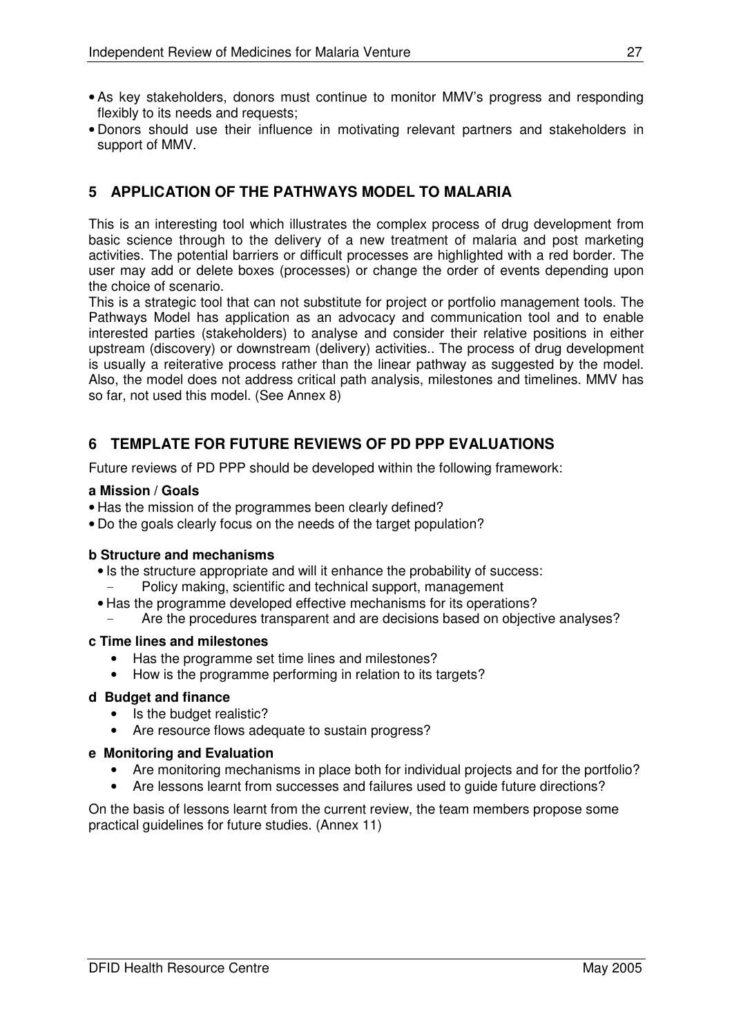- As key stakeholders, donors must continue to monitor MMV's progress and responding flexibly to its needs and requests;
- Donors should use their influence in motivating relevant partners and stakeholders in support of MMV.

## 5 APPLICATION OF THE PATHWAYS MODEL TO MALARIA

This is an interesting tool which illustrates the complex process of drug development from basic science through to the delivery of a new treatment of malaria and post marketing activities. The potential barriers or difficult processes are highlighted with a red border. The user may add or delete boxes (processes) or change the order of events depending upon the choice of scenario.

This is a strategic tool that can not substitute for project or portfolio management tools. The Pathways Model has application as an advocacy and communication tool and to enable interested parties (stakeholders) to analyse and consider their relative positions in either upstream (discovery) or downstream (delivery) activities.. The process of drug development is usually a reiterative process rather than the linear pathway as suggested by the model. Also, the model does not address critical path analysis, milestones and timelines. MMV has so far, not used this model. (See Annex 8)

## 6 TEMPLATE FOR FUTURE REVIEWS OF PD PPP EVALUATIONS

Future reviews of PD PPP should be developed within the following framework:

**a Mission / Goals**

- Has the mission of the programmes been clearly defined?
- Do the goals clearly focus on the needs of the target population?

**b Structure and mechanisms**

- Is the structure appropriate and will it enhance the probability of success:
  - Policy making, scientific and technical support, management
- Has the programme developed effective mechanisms for its operations?
  - Are the procedures transparent and are decisions based on objective analyses?

**c Time lines and milestones**

- Has the programme set time lines and milestones?
- How is the programme performing in relation to its targets?

**d Budget and finance**

- Is the budget realistic?
- Are resource flows adequate to sustain progress?

**e Monitoring and Evaluation**

- Are monitoring mechanisms in place both for individual projects and for the portfolio?
- Are lessons learnt from successes and failures used to guide future directions?

On the basis of lessons learnt from the current review, the team members propose some practical guidelines for future studies. (Annex 11)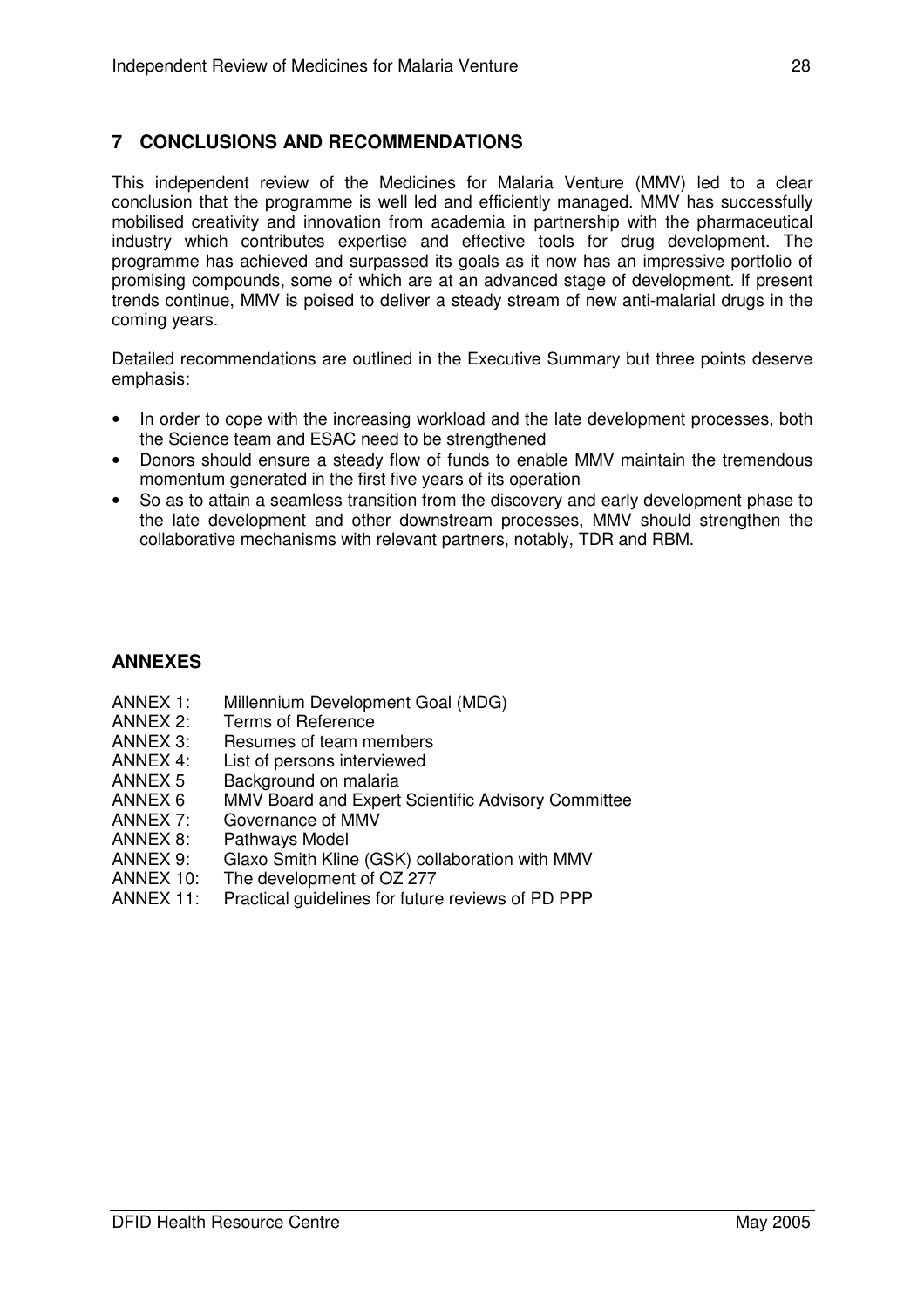## 7 CONCLUSIONS AND RECOMMENDATIONS

This independent review of the Medicines for Malaria Venture (MMV) led to a clear conclusion that the programme is well led and efficiently managed. MMV has successfully mobilised creativity and innovation from academia in partnership with the pharmaceutical industry which contributes expertise and effective tools for drug development. The programme has achieved and surpassed its goals as it now has an impressive portfolio of promising compounds, some of which are at an advanced stage of development. If present trends continue, MMV is poised to deliver a steady stream of new anti-malarial drugs in the coming years.

Detailed recommendations are outlined in the Executive Summary but three points deserve emphasis:

- In order to cope with the increasing workload and the late development processes, both the Science team and ESAC need to be strengthened
- Donors should ensure a steady flow of funds to enable MMV maintain the tremendous momentum generated in the first five years of its operation
- So as to attain a seamless transition from the discovery and early development phase to the late development and other downstream processes, MMV should strengthen the collaborative mechanisms with relevant partners, notably, TDR and RBM.

## ANNEXES

ANNEX 1: Millennium Development Goal (MDG)
ANNEX 2: Terms of Reference
ANNEX 3: Resumes of team members
ANNEX 4: List of persons interviewed
ANNEX 5 Background on malaria
ANNEX 6 MMV Board and Expert Scientific Advisory Committee
ANNEX 7: Governance of MMV
ANNEX 8: Pathways Model
ANNEX 9: Glaxo Smith Kline (GSK) collaboration with MMV
ANNEX 10: The development of OZ 277
ANNEX 11: Practical guidelines for future reviews of PD PPP